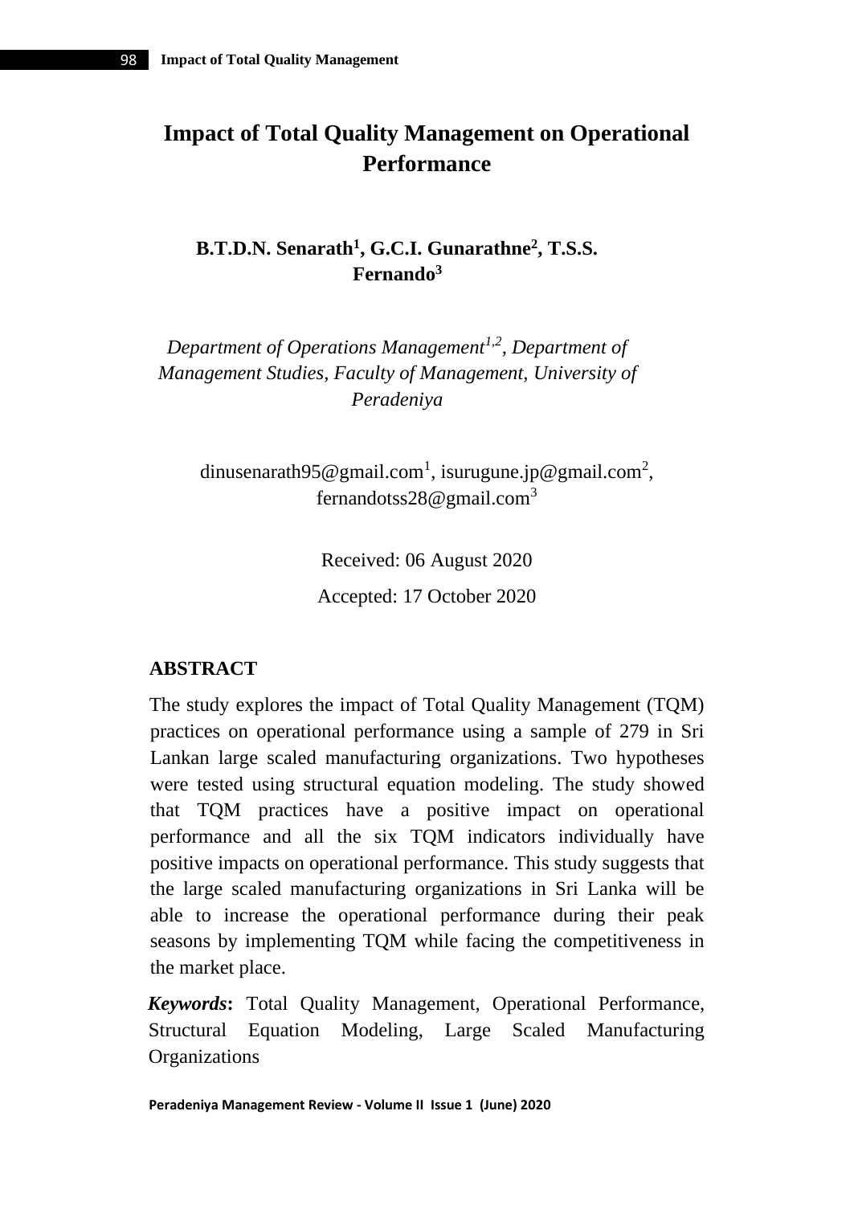# Impact of Total Quality Management on Operational Performance

**B.T.D.N. Senarath[1], G.C.I. Gunarathne[2], T.S.S. Fernando[3]**

*Department of Operations Management[1,2], Department of Management Studies, Faculty of Management, University of Peradeniya*

dinusenarath95@gmail.com[1], isurugune.jp@gmail.com[2], fernandotss28@gmail.com[3]

Received: 06 August 2020

Accepted: 17 October 2020

## ABSTRACT

The study explores the impact of Total Quality Management (TQM) practices on operational performance using a sample of 279 in Sri Lankan large scaled manufacturing organizations. Two hypotheses were tested using structural equation modeling. The study showed that TQM practices have a positive impact on operational performance and all the six TQM indicators individually have positive impacts on operational performance. This study suggests that the large scaled manufacturing organizations in Sri Lanka will be able to increase the operational performance during their peak seasons by implementing TQM while facing the competitiveness in the market place.

***Keywords*:** Total Quality Management, Operational Performance, Structural Equation Modeling, Large Scaled Manufacturing Organizations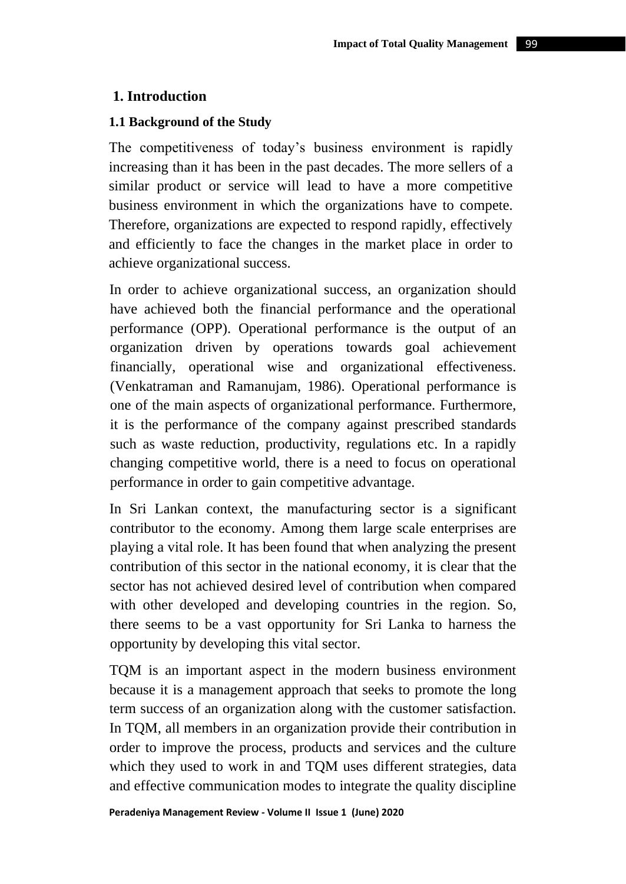## 1. Introduction

### 1.1 Background of the Study

The competitiveness of today's business environment is rapidly increasing than it has been in the past decades. The more sellers of a similar product or service will lead to have a more competitive business environment in which the organizations have to compete. Therefore, organizations are expected to respond rapidly, effectively and efficiently to face the changes in the market place in order to achieve organizational success.

In order to achieve organizational success, an organization should have achieved both the financial performance and the operational performance (OPP). Operational performance is the output of an organization driven by operations towards goal achievement financially, operational wise and organizational effectiveness. (Venkatraman and Ramanujam, 1986). Operational performance is one of the main aspects of organizational performance. Furthermore, it is the performance of the company against prescribed standards such as waste reduction, productivity, regulations etc. In a rapidly changing competitive world, there is a need to focus on operational performance in order to gain competitive advantage.

In Sri Lankan context, the manufacturing sector is a significant contributor to the economy. Among them large scale enterprises are playing a vital role. It has been found that when analyzing the present contribution of this sector in the national economy, it is clear that the sector has not achieved desired level of contribution when compared with other developed and developing countries in the region. So, there seems to be a vast opportunity for Sri Lanka to harness the opportunity by developing this vital sector.

TQM is an important aspect in the modern business environment because it is a management approach that seeks to promote the long term success of an organization along with the customer satisfaction. In TQM, all members in an organization provide their contribution in order to improve the process, products and services and the culture which they used to work in and TQM uses different strategies, data and effective communication modes to integrate the quality discipline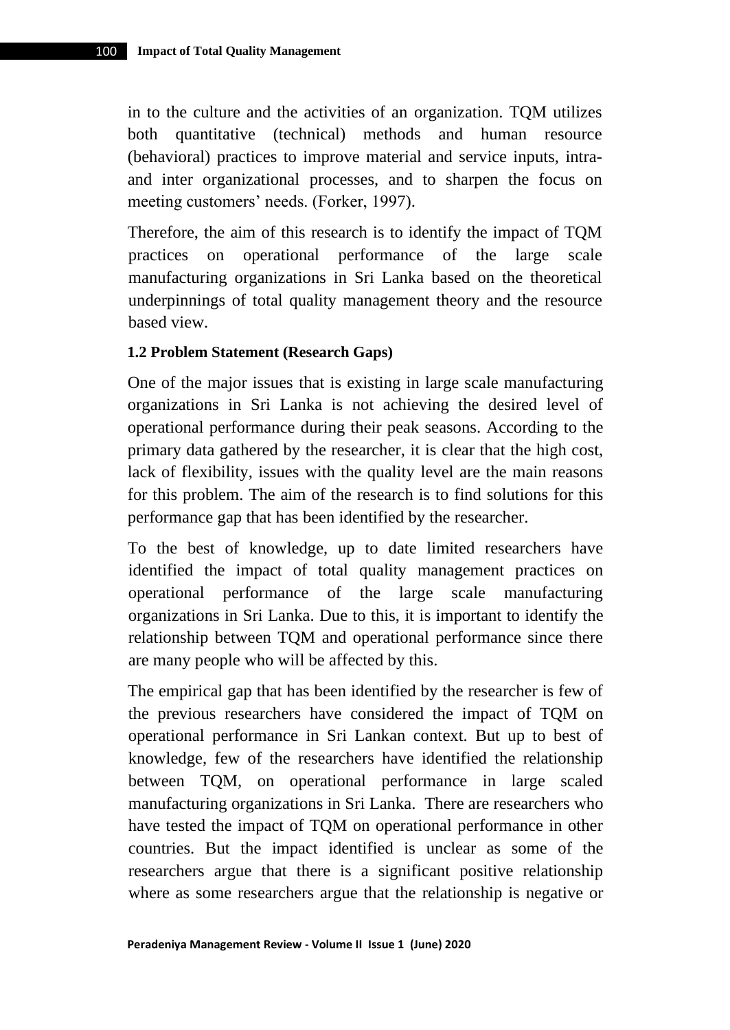in to the culture and the activities of an organization. TQM utilizes both quantitative (technical) methods and human resource (behavioral) practices to improve material and service inputs, intra- and inter organizational processes, and to sharpen the focus on meeting customers' needs. (Forker, 1997).

Therefore, the aim of this research is to identify the impact of TQM practices on operational performance of the large scale manufacturing organizations in Sri Lanka based on the theoretical underpinnings of total quality management theory and the resource based view.

### 1.2 Problem Statement (Research Gaps)

One of the major issues that is existing in large scale manufacturing organizations in Sri Lanka is not achieving the desired level of operational performance during their peak seasons. According to the primary data gathered by the researcher, it is clear that the high cost, lack of flexibility, issues with the quality level are the main reasons for this problem. The aim of the research is to find solutions for this performance gap that has been identified by the researcher.

To the best of knowledge, up to date limited researchers have identified the impact of total quality management practices on operational performance of the large scale manufacturing organizations in Sri Lanka. Due to this, it is important to identify the relationship between TQM and operational performance since there are many people who will be affected by this.

The empirical gap that has been identified by the researcher is few of the previous researchers have considered the impact of TQM on operational performance in Sri Lankan context. But up to best of knowledge, few of the researchers have identified the relationship between TQM, on operational performance in large scaled manufacturing organizations in Sri Lanka. There are researchers who have tested the impact of TQM on operational performance in other countries. But the impact identified is unclear as some of the researchers argue that there is a significant positive relationship where as some researchers argue that the relationship is negative or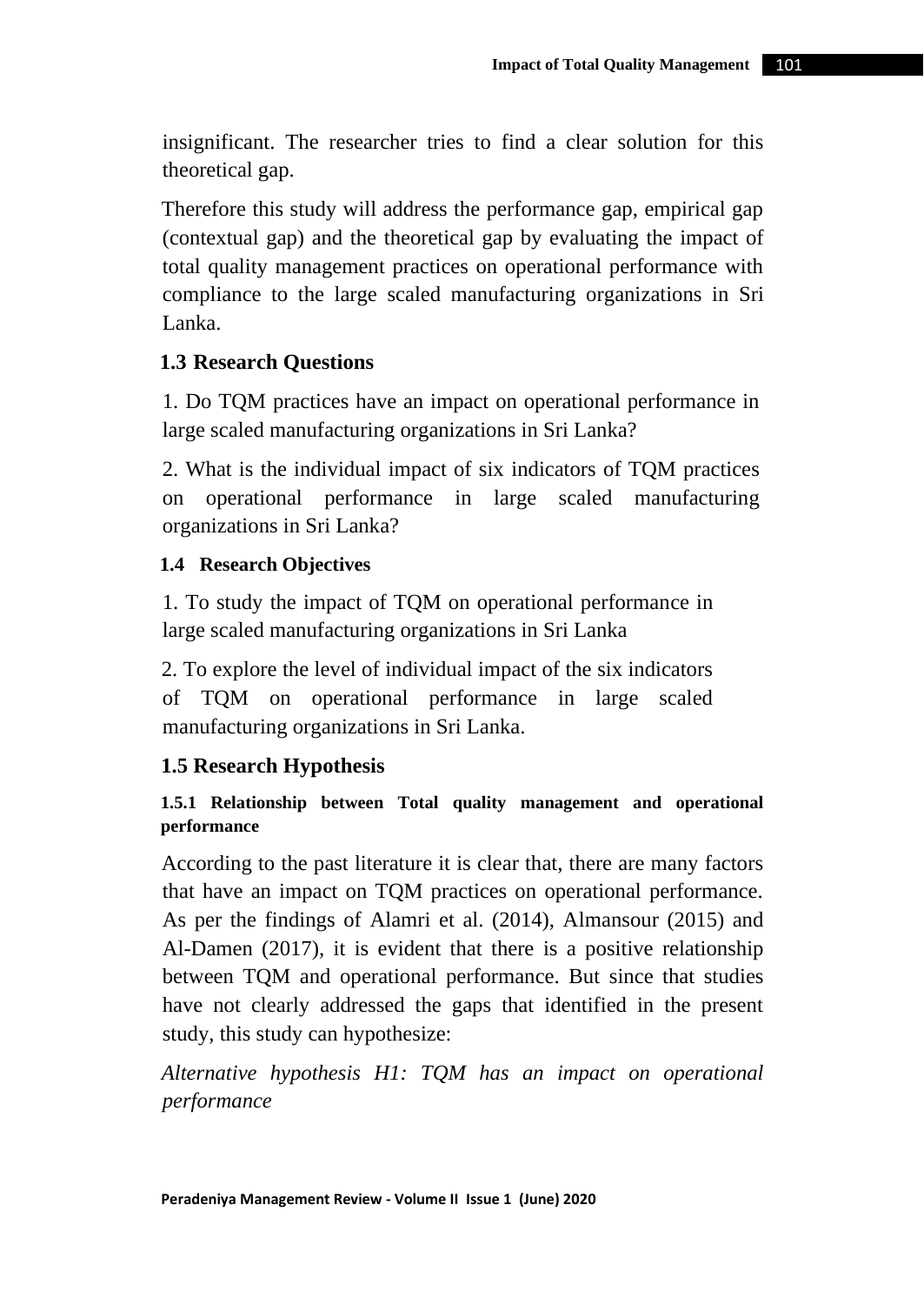insignificant. The researcher tries to find a clear solution for this theoretical gap.

Therefore this study will address the performance gap, empirical gap (contextual gap) and the theoretical gap by evaluating the impact of total quality management practices on operational performance with compliance to the large scaled manufacturing organizations in Sri Lanka.

## 1.3 Research Questions

1. Do TQM practices have an impact on operational performance in large scaled manufacturing organizations in Sri Lanka?

2. What is the individual impact of six indicators of TQM practices on operational performance in large scaled manufacturing organizations in Sri Lanka?

## 1.4 Research Objectives

1. To study the impact of TQM on operational performance in large scaled manufacturing organizations in Sri Lanka

2. To explore the level of individual impact of the six indicators of TQM on operational performance in large scaled manufacturing organizations in Sri Lanka.

## 1.5 Research Hypothesis

### 1.5.1 Relationship between Total quality management and operational performance

According to the past literature it is clear that, there are many factors that have an impact on TQM practices on operational performance. As per the findings of Alamri et al. (2014), Almansour (2015) and Al-Damen (2017), it is evident that there is a positive relationship between TQM and operational performance. But since that studies have not clearly addressed the gaps that identified in the present study, this study can hypothesize:

*Alternative hypothesis H1: TQM has an impact on operational performance*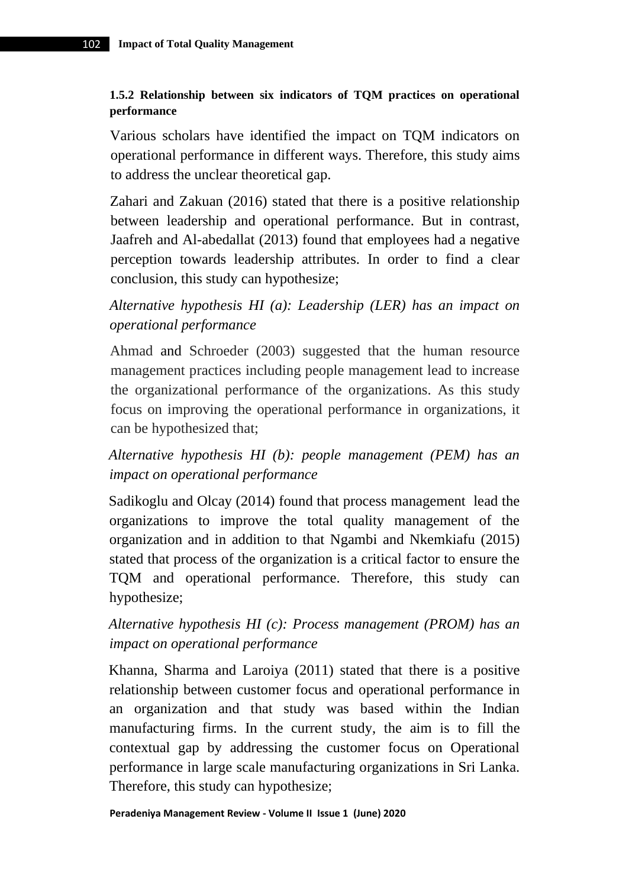### 1.5.2 Relationship between six indicators of TQM practices on operational performance

Various scholars have identified the impact on TQM indicators on operational performance in different ways. Therefore, this study aims to address the unclear theoretical gap.

Zahari and Zakuan (2016) stated that there is a positive relationship between leadership and operational performance. But in contrast, Jaafreh and Al-abedallat (2013) found that employees had a negative perception towards leadership attributes. In order to find a clear conclusion, this study can hypothesize;

*Alternative hypothesis HI (a): Leadership (LER) has an impact on operational performance*

Ahmad and Schroeder (2003) suggested that the human resource management practices including people management lead to increase the organizational performance of the organizations. As this study focus on improving the operational performance in organizations, it can be hypothesized that;

*Alternative hypothesis HI (b): people management (PEM) has an impact on operational performance*

Sadikoglu and Olcay (2014) found that process management lead the organizations to improve the total quality management of the organization and in addition to that Ngambi and Nkemkiafu (2015) stated that process of the organization is a critical factor to ensure the TQM and operational performance. Therefore, this study can hypothesize;

*Alternative hypothesis HI (c): Process management (PROM) has an impact on operational performance*

Khanna, Sharma and Laroiya (2011) stated that there is a positive relationship between customer focus and operational performance in an organization and that study was based within the Indian manufacturing firms. In the current study, the aim is to fill the contextual gap by addressing the customer focus on Operational performance in large scale manufacturing organizations in Sri Lanka. Therefore, this study can hypothesize;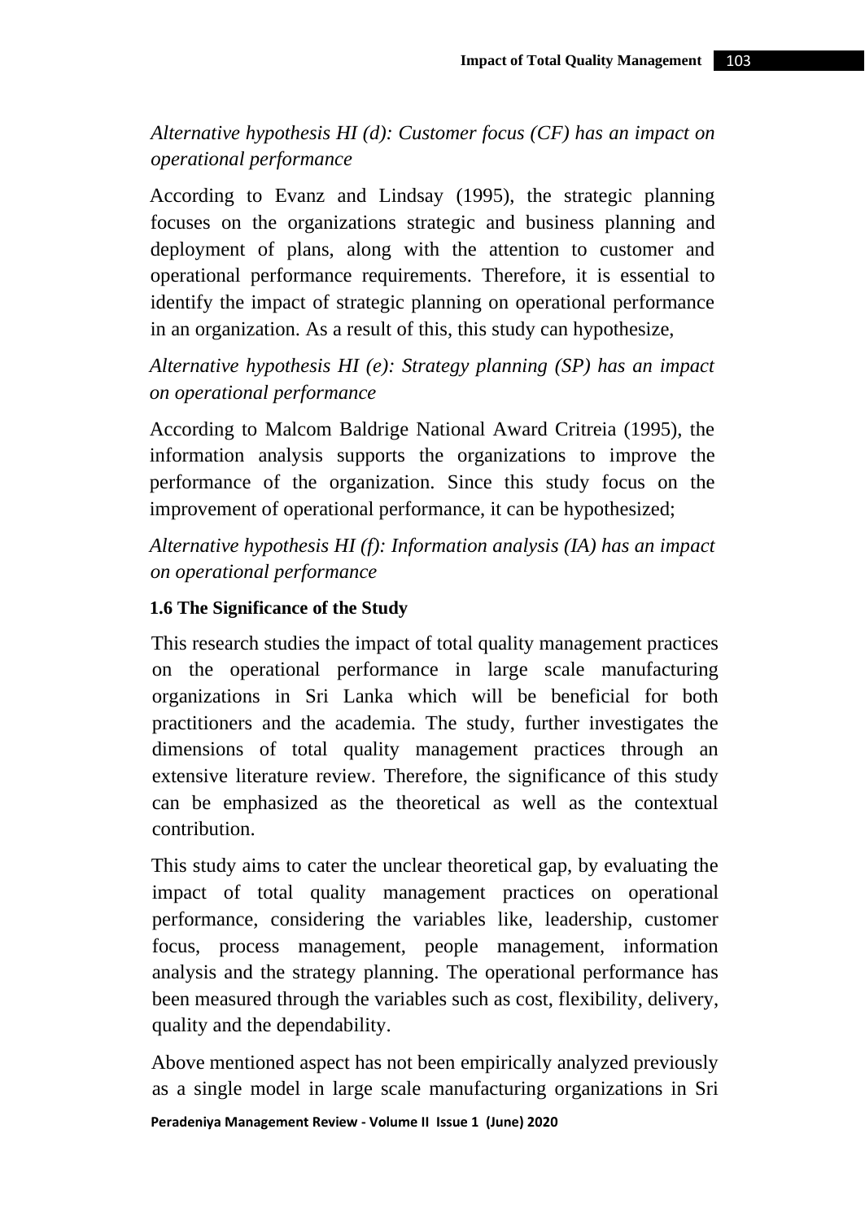*Alternative hypothesis HI (d): Customer focus (CF) has an impact on operational performance*

According to Evanz and Lindsay (1995), the strategic planning focuses on the organizations strategic and business planning and deployment of plans, along with the attention to customer and operational performance requirements. Therefore, it is essential to identify the impact of strategic planning on operational performance in an organization. As a result of this, this study can hypothesize,

*Alternative hypothesis HI (e): Strategy planning (SP) has an impact on operational performance*

According to Malcom Baldrige National Award Critreia (1995), the information analysis supports the organizations to improve the performance of the organization. Since this study focus on the improvement of operational performance, it can be hypothesized;

*Alternative hypothesis HI (f): Information analysis (IA) has an impact on operational performance*

### 1.6 The Significance of the Study

This research studies the impact of total quality management practices on the operational performance in large scale manufacturing organizations in Sri Lanka which will be beneficial for both practitioners and the academia. The study, further investigates the dimensions of total quality management practices through an extensive literature review. Therefore, the significance of this study can be emphasized as the theoretical as well as the contextual contribution.

This study aims to cater the unclear theoretical gap, by evaluating the impact of total quality management practices on operational performance, considering the variables like, leadership, customer focus, process management, people management, information analysis and the strategy planning. The operational performance has been measured through the variables such as cost, flexibility, delivery, quality and the dependability.

Above mentioned aspect has not been empirically analyzed previously as a single model in large scale manufacturing organizations in Sri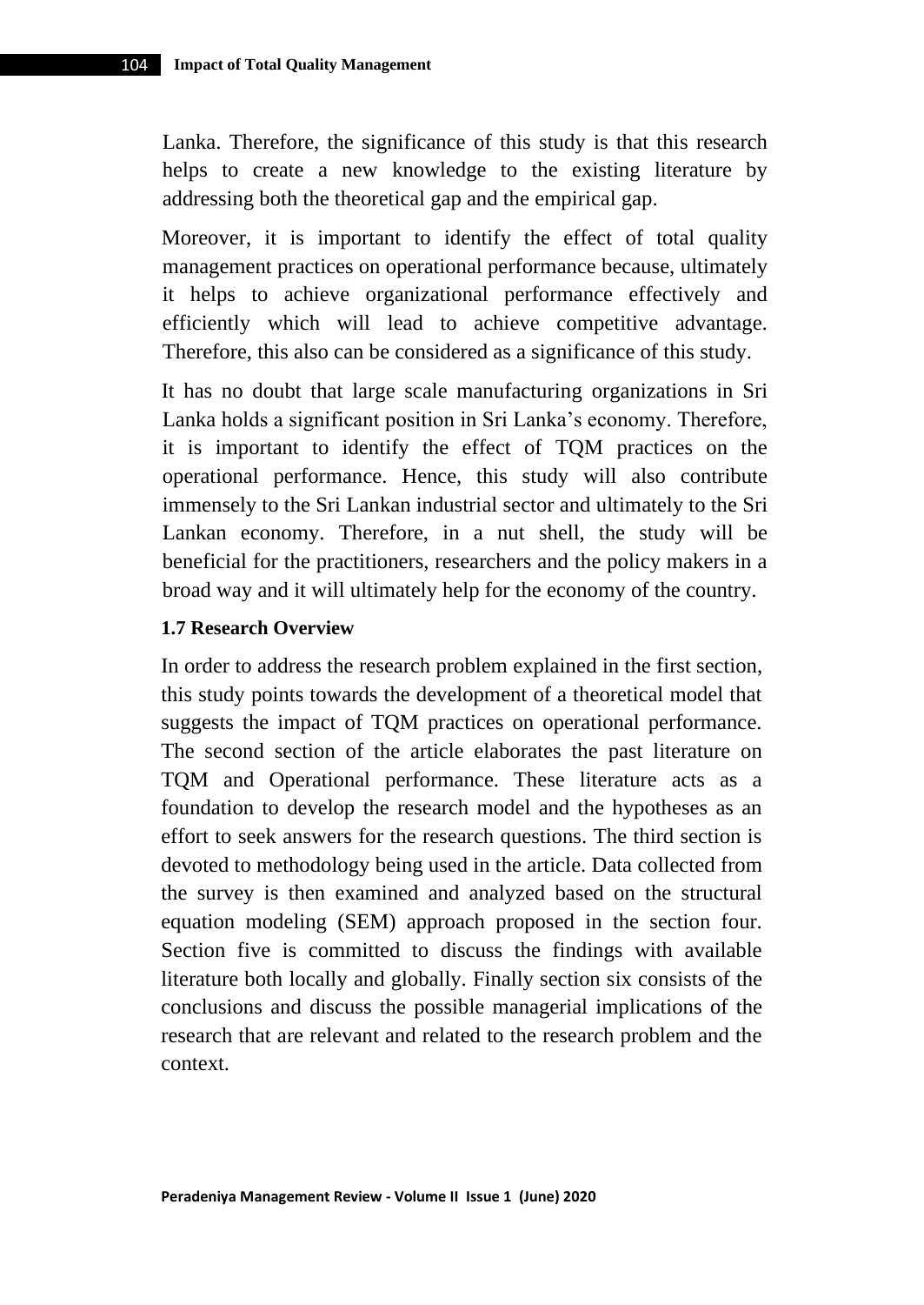Lanka. Therefore, the significance of this study is that this research helps to create a new knowledge to the existing literature by addressing both the theoretical gap and the empirical gap.

Moreover, it is important to identify the effect of total quality management practices on operational performance because, ultimately it helps to achieve organizational performance effectively and efficiently which will lead to achieve competitive advantage. Therefore, this also can be considered as a significance of this study.

It has no doubt that large scale manufacturing organizations in Sri Lanka holds a significant position in Sri Lanka's economy. Therefore, it is important to identify the effect of TQM practices on the operational performance. Hence, this study will also contribute immensely to the Sri Lankan industrial sector and ultimately to the Sri Lankan economy. Therefore, in a nut shell, the study will be beneficial for the practitioners, researchers and the policy makers in a broad way and it will ultimately help for the economy of the country.

### 1.7 Research Overview

In order to address the research problem explained in the first section, this study points towards the development of a theoretical model that suggests the impact of TQM practices on operational performance. The second section of the article elaborates the past literature on TQM and Operational performance. These literature acts as a foundation to develop the research model and the hypotheses as an effort to seek answers for the research questions. The third section is devoted to methodology being used in the article. Data collected from the survey is then examined and analyzed based on the structural equation modeling (SEM) approach proposed in the section four. Section five is committed to discuss the findings with available literature both locally and globally. Finally section six consists of the conclusions and discuss the possible managerial implications of the research that are relevant and related to the research problem and the context.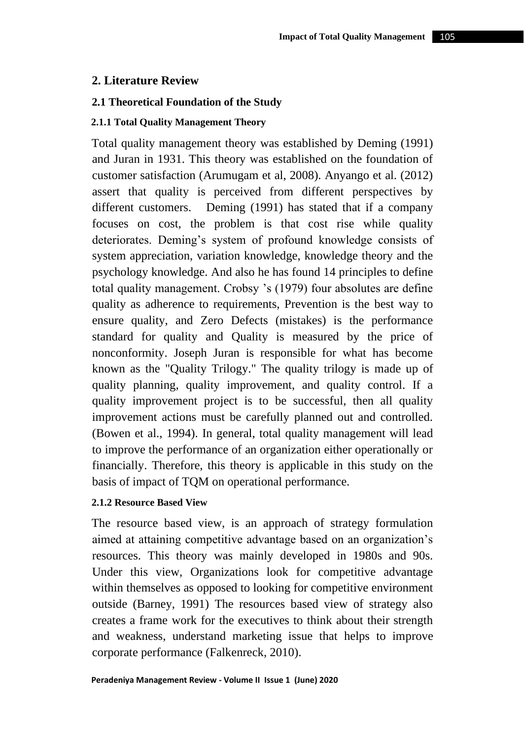## 2. Literature Review

### 2.1 Theoretical Foundation of the Study

#### 2.1.1 Total Quality Management Theory

Total quality management theory was established by Deming (1991) and Juran in 1931. This theory was established on the foundation of customer satisfaction (Arumugam et al, 2008). Anyango et al. (2012) assert that quality is perceived from different perspectives by different customers. Deming (1991) has stated that if a company focuses on cost, the problem is that cost rise while quality deteriorates. Deming's system of profound knowledge consists of system appreciation, variation knowledge, knowledge theory and the psychology knowledge. And also he has found 14 principles to define total quality management. Crobsy 's (1979) four absolutes are define quality as adherence to requirements, Prevention is the best way to ensure quality, and Zero Defects (mistakes) is the performance standard for quality and Quality is measured by the price of nonconformity. Joseph Juran is responsible for what has become known as the "Quality Trilogy." The quality trilogy is made up of quality planning, quality improvement, and quality control. If a quality improvement project is to be successful, then all quality improvement actions must be carefully planned out and controlled. (Bowen et al., 1994). In general, total quality management will lead to improve the performance of an organization either operationally or financially. Therefore, this theory is applicable in this study on the basis of impact of TQM on operational performance.

#### 2.1.2 Resource Based View

The resource based view, is an approach of strategy formulation aimed at attaining competitive advantage based on an organization's resources. This theory was mainly developed in 1980s and 90s. Under this view, Organizations look for competitive advantage within themselves as opposed to looking for competitive environment outside (Barney, 1991) The resources based view of strategy also creates a frame work for the executives to think about their strength and weakness, understand marketing issue that helps to improve corporate performance (Falkenreck, 2010).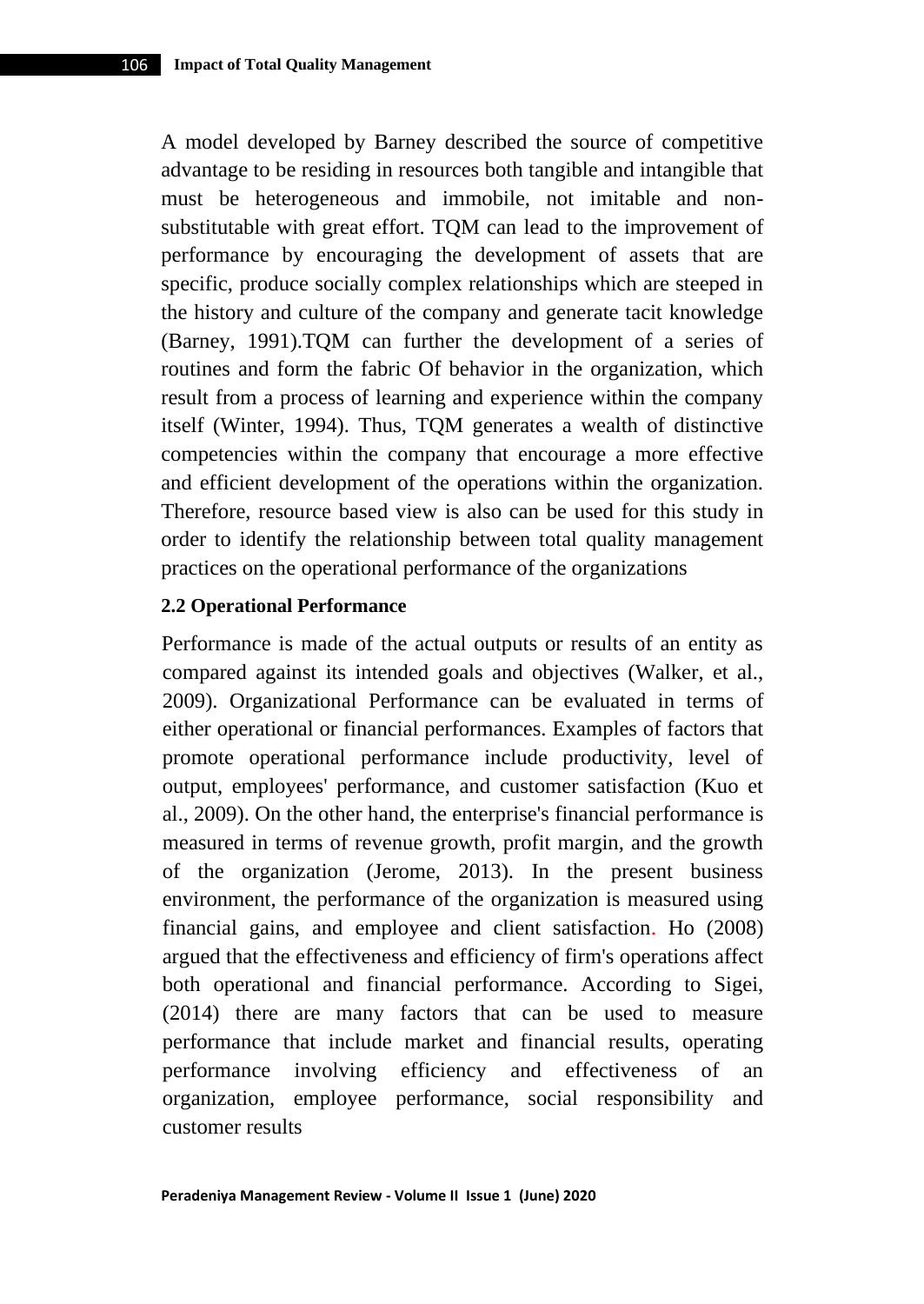A model developed by Barney described the source of competitive advantage to be residing in resources both tangible and intangible that must be heterogeneous and immobile, not imitable and non-substitutable with great effort. TQM can lead to the improvement of performance by encouraging the development of assets that are specific, produce socially complex relationships which are steeped in the history and culture of the company and generate tacit knowledge (Barney, 1991).TQM can further the development of a series of routines and form the fabric Of behavior in the organization, which result from a process of learning and experience within the company itself (Winter, 1994). Thus, TQM generates a wealth of distinctive competencies within the company that encourage a more effective and efficient development of the operations within the organization. Therefore, resource based view is also can be used for this study in order to identify the relationship between total quality management practices on the operational performance of the organizations

### 2.2 Operational Performance

Performance is made of the actual outputs or results of an entity as compared against its intended goals and objectives (Walker, et al., 2009). Organizational Performance can be evaluated in terms of either operational or financial performances. Examples of factors that promote operational performance include productivity, level of output, employees' performance, and customer satisfaction (Kuo et al., 2009). On the other hand, the enterprise's financial performance is measured in terms of revenue growth, profit margin, and the growth of the organization (Jerome, 2013). In the present business environment, the performance of the organization is measured using financial gains, and employee and client satisfaction. Ho (2008) argued that the effectiveness and efficiency of firm's operations affect both operational and financial performance. According to Sigei, (2014) there are many factors that can be used to measure performance that include market and financial results, operating performance involving efficiency and effectiveness of an organization, employee performance, social responsibility and customer results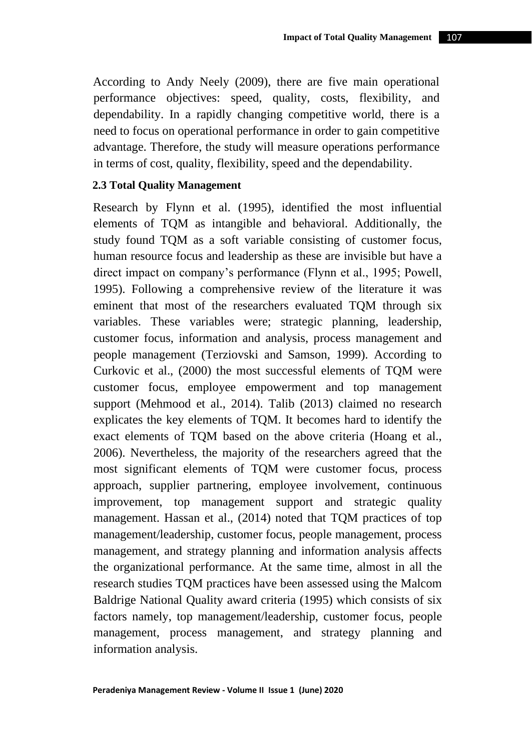According to Andy Neely (2009), there are five main operational performance objectives: speed, quality, costs, flexibility, and dependability. In a rapidly changing competitive world, there is a need to focus on operational performance in order to gain competitive advantage. Therefore, the study will measure operations performance in terms of cost, quality, flexibility, speed and the dependability.

### 2.3 Total Quality Management

Research by Flynn et al. (1995), identified the most influential elements of TQM as intangible and behavioral. Additionally, the study found TQM as a soft variable consisting of customer focus, human resource focus and leadership as these are invisible but have a direct impact on company's performance (Flynn et al., 1995; Powell, 1995). Following a comprehensive review of the literature it was eminent that most of the researchers evaluated TQM through six variables. These variables were; strategic planning, leadership, customer focus, information and analysis, process management and people management (Terziovski and Samson, 1999). According to Curkovic et al., (2000) the most successful elements of TQM were customer focus, employee empowerment and top management support (Mehmood et al., 2014). Talib (2013) claimed no research explicates the key elements of TQM. It becomes hard to identify the exact elements of TQM based on the above criteria (Hoang et al., 2006). Nevertheless, the majority of the researchers agreed that the most significant elements of TQM were customer focus, process approach, supplier partnering, employee involvement, continuous improvement, top management support and strategic quality management. Hassan et al., (2014) noted that TQM practices of top management/leadership, customer focus, people management, process management, and strategy planning and information analysis affects the organizational performance. At the same time, almost in all the research studies TQM practices have been assessed using the Malcom Baldrige National Quality award criteria (1995) which consists of six factors namely, top management/leadership, customer focus, people management, process management, and strategy planning and information analysis.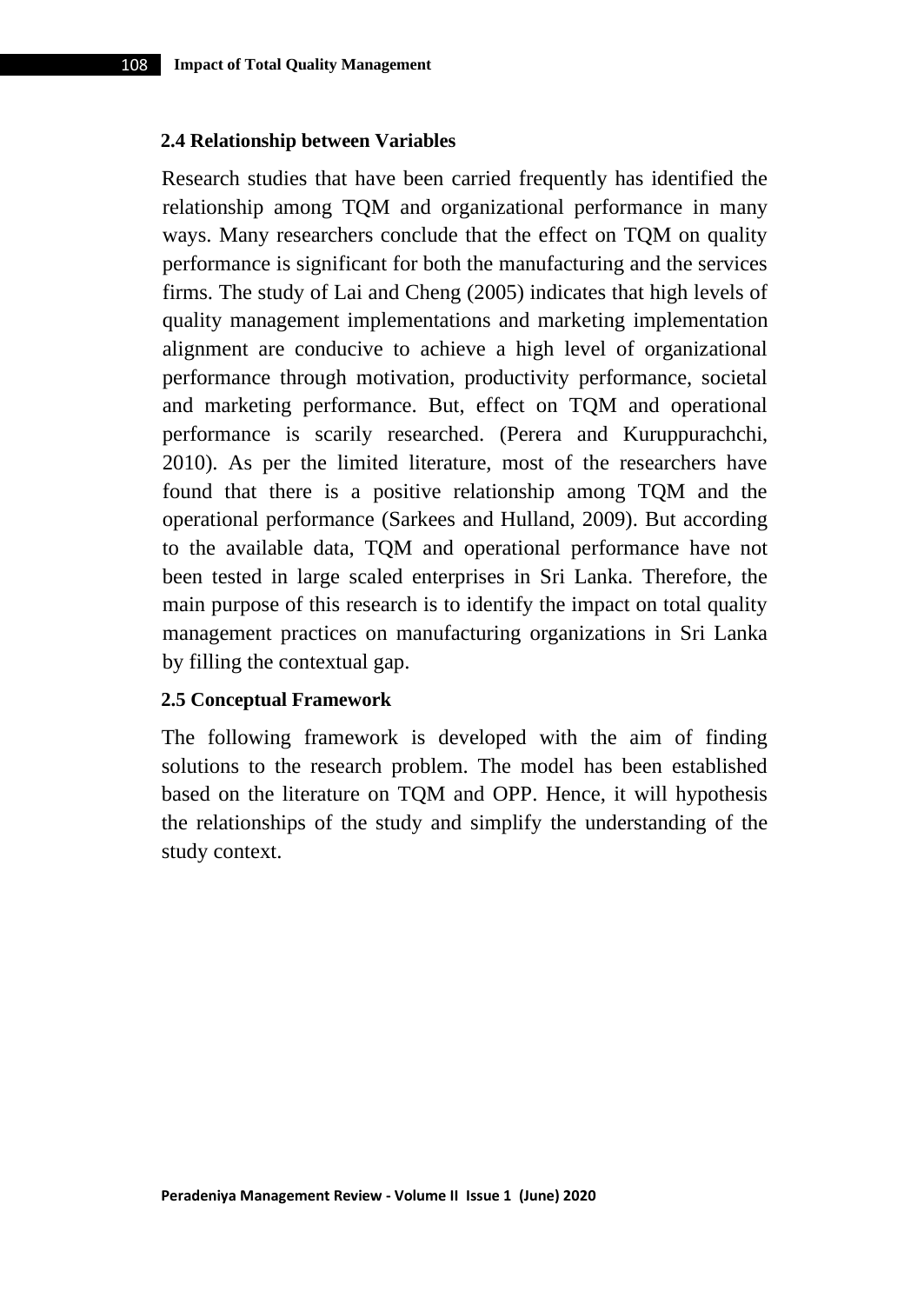### 2.4 Relationship between Variables

Research studies that have been carried frequently has identified the relationship among TQM and organizational performance in many ways. Many researchers conclude that the effect on TQM on quality performance is significant for both the manufacturing and the services firms. The study of Lai and Cheng (2005) indicates that high levels of quality management implementations and marketing implementation alignment are conducive to achieve a high level of organizational performance through motivation, productivity performance, societal and marketing performance. But, effect on TQM and operational performance is scarily researched. (Perera and Kuruppurachchi, 2010). As per the limited literature, most of the researchers have found that there is a positive relationship among TQM and the operational performance (Sarkees and Hulland, 2009). But according to the available data, TQM and operational performance have not been tested in large scaled enterprises in Sri Lanka. Therefore, the main purpose of this research is to identify the impact on total quality management practices on manufacturing organizations in Sri Lanka by filling the contextual gap.

### 2.5 Conceptual Framework

The following framework is developed with the aim of finding solutions to the research problem. The model has been established based on the literature on TQM and OPP. Hence, it will hypothesis the relationships of the study and simplify the understanding of the study context.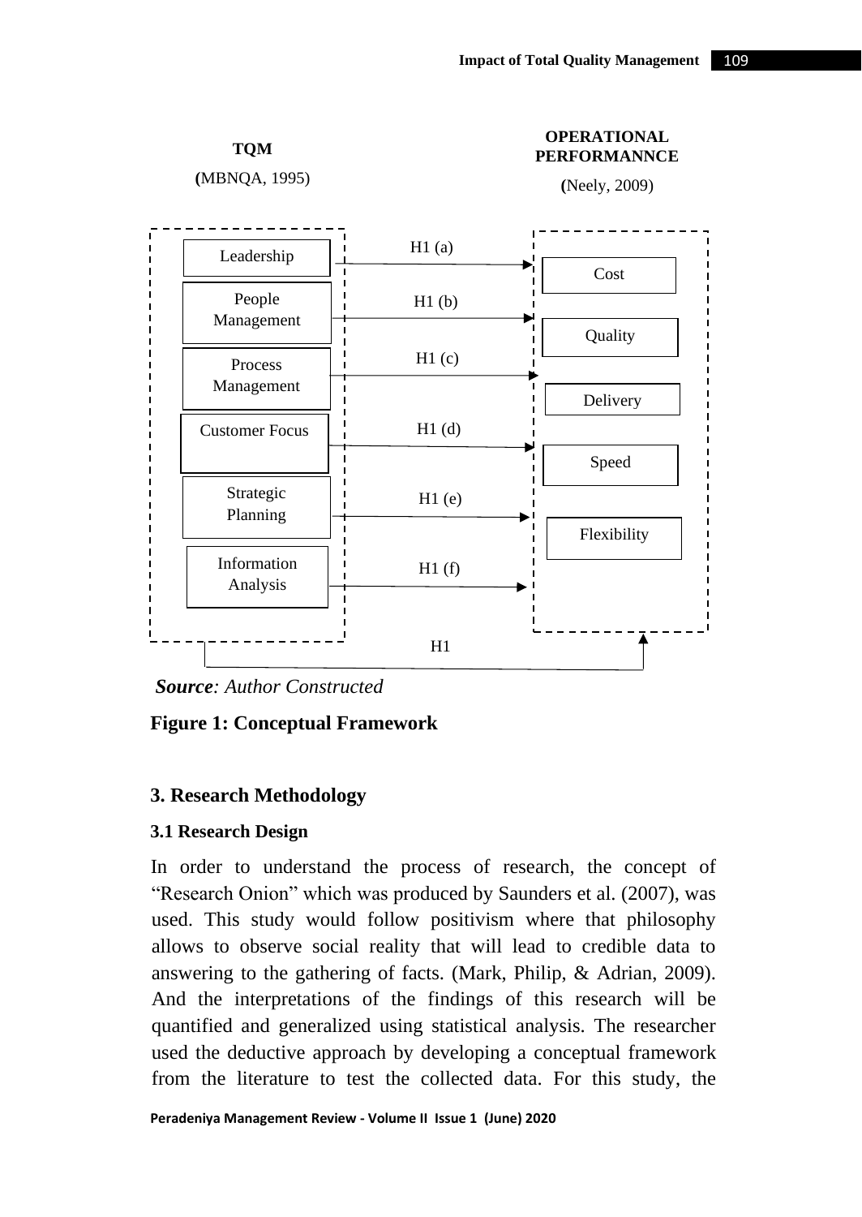TQM

(MBNQA, 1995)

OPERATIONAL PERFORMANNCE

(Neely, 2009)

Leadership — H1 (a) → Cost

People Management — H1 (b) → Quality

Process Management — H1 (c) → Delivery

Customer Focus — H1 (d) → Speed

Strategic Planning — H1 (e) → Flexibility

Information Analysis — H1 (f)

H1

***Source**: Author Constructed*

**Figure 1: Conceptual Framework**

## 3. Research Methodology

### 3.1 Research Design

In order to understand the process of research, the concept of "Research Onion" which was produced by Saunders et al. (2007), was used. This study would follow positivism where that philosophy allows to observe social reality that will lead to credible data to answering to the gathering of facts. (Mark, Philip, & Adrian, 2009). And the interpretations of the findings of this research will be quantified and generalized using statistical analysis. The researcher used the deductive approach by developing a conceptual framework from the literature to test the collected data. For this study, the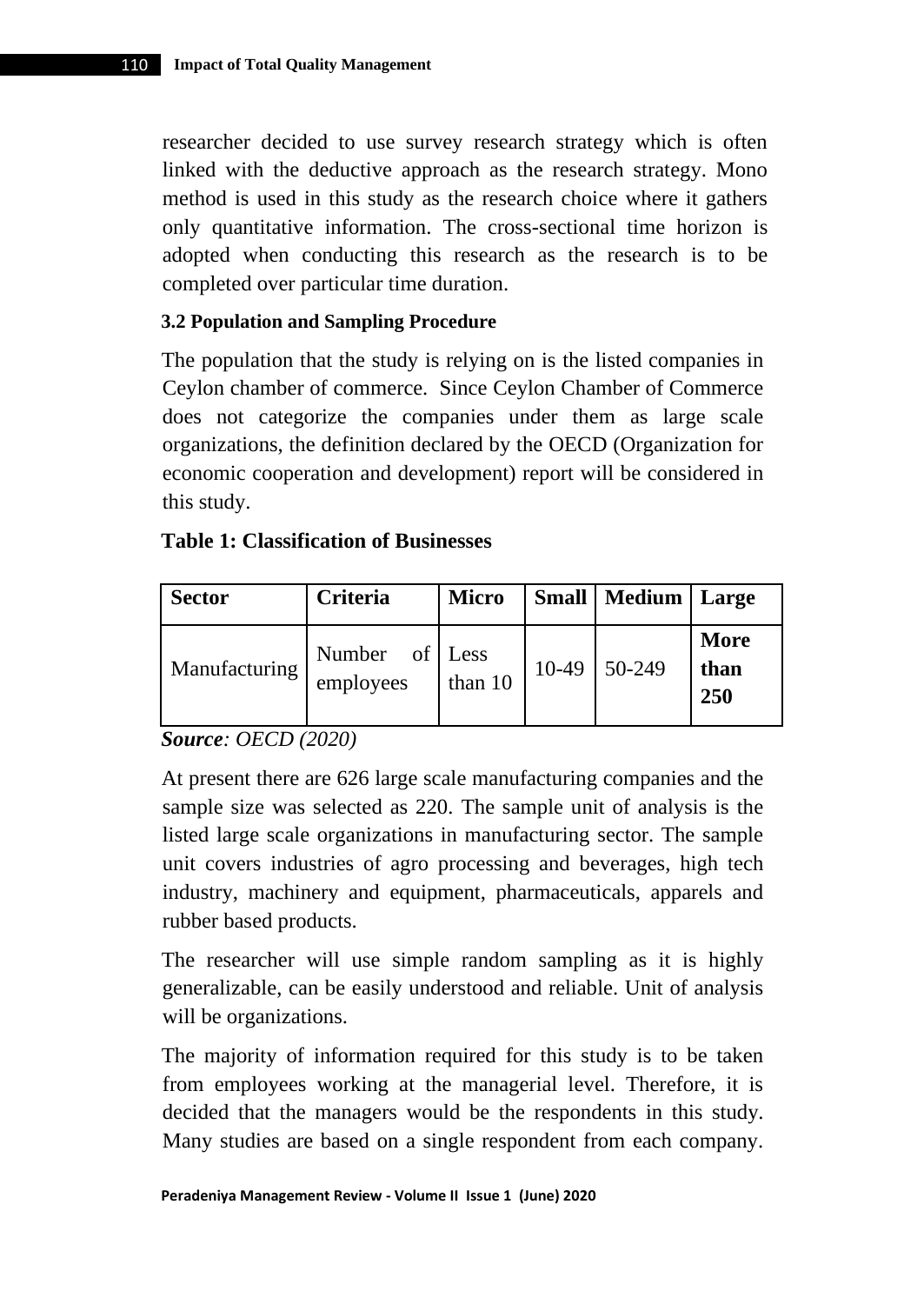researcher decided to use survey research strategy which is often linked with the deductive approach as the research strategy. Mono method is used in this study as the research choice where it gathers only quantitative information. The cross-sectional time horizon is adopted when conducting this research as the research is to be completed over particular time duration.

### 3.2 Population and Sampling Procedure

The population that the study is relying on is the listed companies in Ceylon chamber of commerce. Since Ceylon Chamber of Commerce does not categorize the companies under them as large scale organizations, the definition declared by the OECD (Organization for economic cooperation and development) report will be considered in this study.

**Table 1: Classification of Businesses**

| **Sector** | **Criteria** | **Micro** | **Small** | **Medium** | **Large** |
|---|---|---|---|---|---|
| Manufacturing | Number of employees | Less than 10 | 10-49 | 50-249 | **More than 250** |

***Source**: OECD (2020)*

At present there are 626 large scale manufacturing companies and the sample size was selected as 220. The sample unit of analysis is the listed large scale organizations in manufacturing sector. The sample unit covers industries of agro processing and beverages, high tech industry, machinery and equipment, pharmaceuticals, apparels and rubber based products.

The researcher will use simple random sampling as it is highly generalizable, can be easily understood and reliable. Unit of analysis will be organizations.

The majority of information required for this study is to be taken from employees working at the managerial level. Therefore, it is decided that the managers would be the respondents in this study. Many studies are based on a single respondent from each company.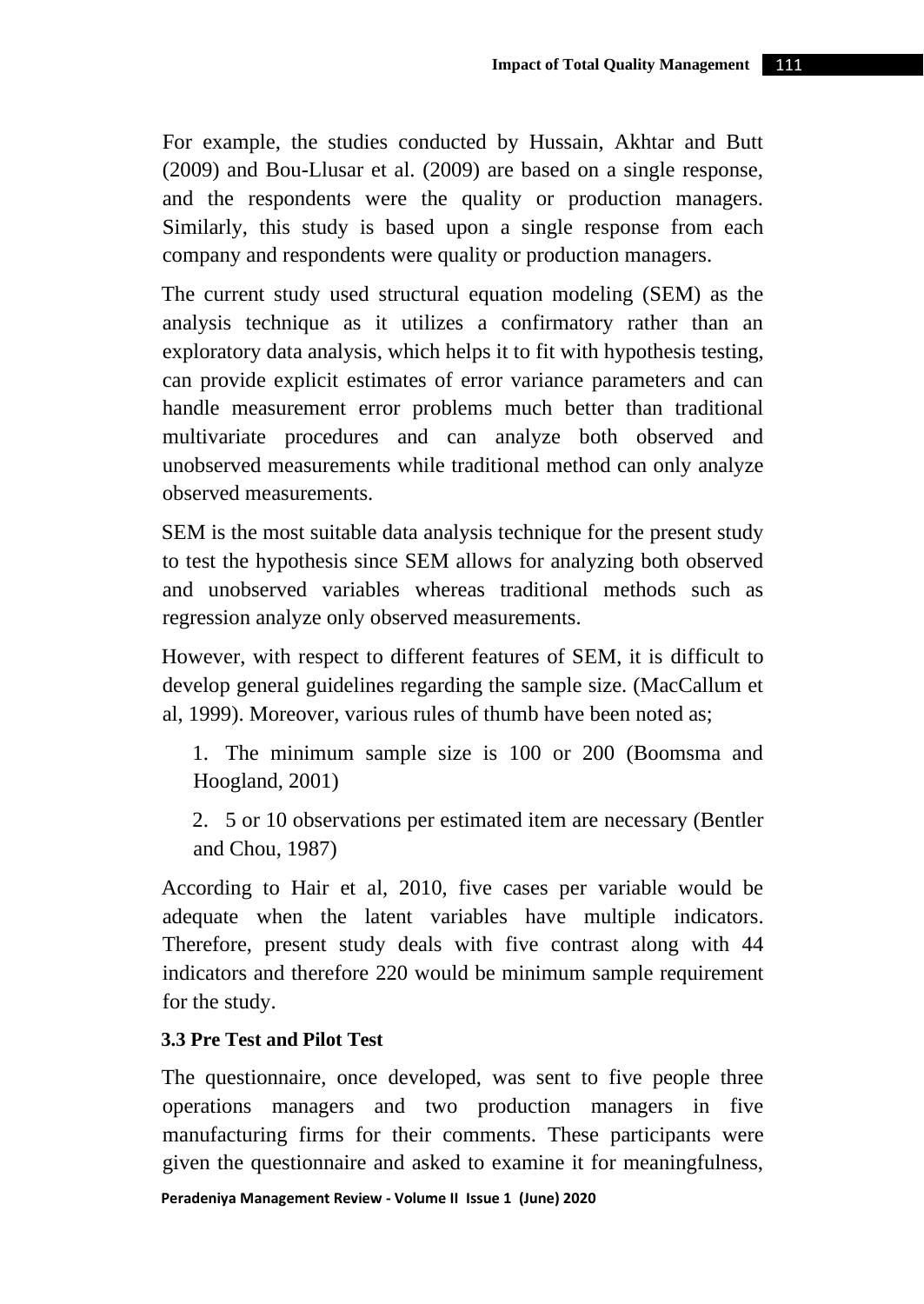For example, the studies conducted by Hussain, Akhtar and Butt (2009) and Bou-Llusar et al. (2009) are based on a single response, and the respondents were the quality or production managers. Similarly, this study is based upon a single response from each company and respondents were quality or production managers.

The current study used structural equation modeling (SEM) as the analysis technique as it utilizes a confirmatory rather than an exploratory data analysis, which helps it to fit with hypothesis testing, can provide explicit estimates of error variance parameters and can handle measurement error problems much better than traditional multivariate procedures and can analyze both observed and unobserved measurements while traditional method can only analyze observed measurements.

SEM is the most suitable data analysis technique for the present study to test the hypothesis since SEM allows for analyzing both observed and unobserved variables whereas traditional methods such as regression analyze only observed measurements.

However, with respect to different features of SEM, it is difficult to develop general guidelines regarding the sample size. (MacCallum et al, 1999). Moreover, various rules of thumb have been noted as;

1. The minimum sample size is 100 or 200 (Boomsma and Hoogland, 2001)
2. 5 or 10 observations per estimated item are necessary (Bentler and Chou, 1987)

According to Hair et al, 2010, five cases per variable would be adequate when the latent variables have multiple indicators. Therefore, present study deals with five contrast along with 44 indicators and therefore 220 would be minimum sample requirement for the study.

### 3.3 Pre Test and Pilot Test

The questionnaire, once developed, was sent to five people three operations managers and two production managers in five manufacturing firms for their comments. These participants were given the questionnaire and asked to examine it for meaningfulness,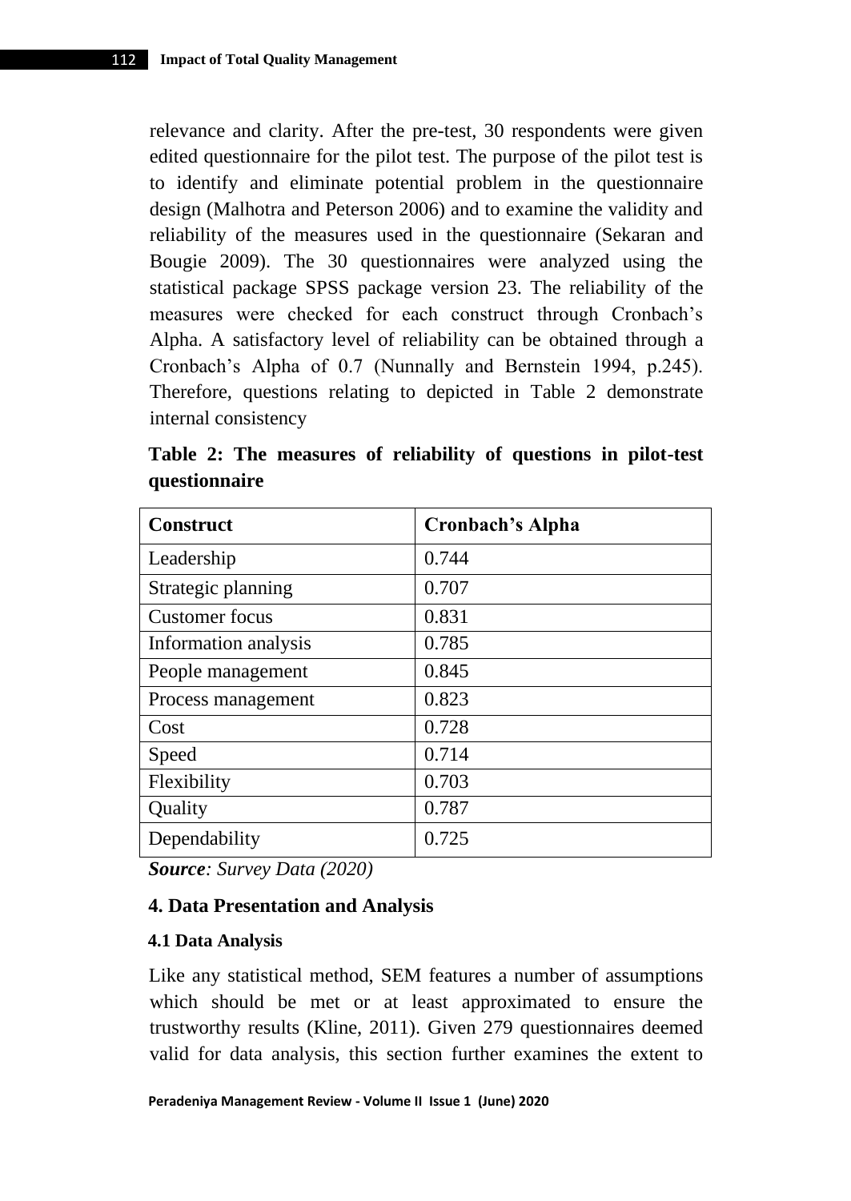relevance and clarity. After the pre-test, 30 respondents were given edited questionnaire for the pilot test. The purpose of the pilot test is to identify and eliminate potential problem in the questionnaire design (Malhotra and Peterson 2006) and to examine the validity and reliability of the measures used in the questionnaire (Sekaran and Bougie 2009). The 30 questionnaires were analyzed using the statistical package SPSS package version 23. The reliability of the measures were checked for each construct through Cronbach's Alpha. A satisfactory level of reliability can be obtained through a Cronbach's Alpha of 0.7 (Nunnally and Bernstein 1994, p.245). Therefore, questions relating to depicted in Table 2 demonstrate internal consistency

**Table 2: The measures of reliability of questions in pilot-test questionnaire**

| Construct | Cronbach's Alpha |
|---|---|
| Leadership | 0.744 |
| Strategic planning | 0.707 |
| Customer focus | 0.831 |
| Information analysis | 0.785 |
| People management | 0.845 |
| Process management | 0.823 |
| Cost | 0.728 |
| Speed | 0.714 |
| Flexibility | 0.703 |
| Quality | 0.787 |
| Dependability | 0.725 |

***Source**: Survey Data (2020)*

## 4. Data Presentation and Analysis

### 4.1 Data Analysis

Like any statistical method, SEM features a number of assumptions which should be met or at least approximated to ensure the trustworthy results (Kline, 2011). Given 279 questionnaires deemed valid for data analysis, this section further examines the extent to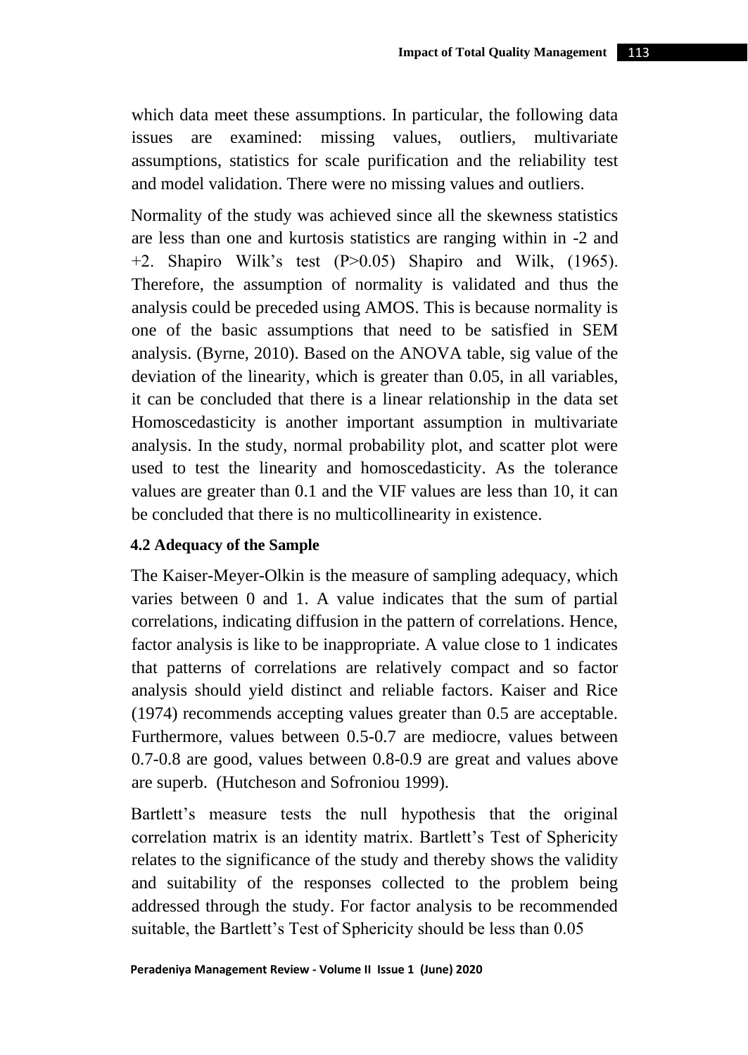which data meet these assumptions. In particular, the following data issues are examined: missing values, outliers, multivariate assumptions, statistics for scale purification and the reliability test and model validation. There were no missing values and outliers.

Normality of the study was achieved since all the skewness statistics are less than one and kurtosis statistics are ranging within in -2 and +2. Shapiro Wilk's test (P>0.05) Shapiro and Wilk, (1965). Therefore, the assumption of normality is validated and thus the analysis could be preceded using AMOS. This is because normality is one of the basic assumptions that need to be satisfied in SEM analysis. (Byrne, 2010). Based on the ANOVA table, sig value of the deviation of the linearity, which is greater than 0.05, in all variables, it can be concluded that there is a linear relationship in the data set Homoscedasticity is another important assumption in multivariate analysis. In the study, normal probability plot, and scatter plot were used to test the linearity and homoscedasticity. As the tolerance values are greater than 0.1 and the VIF values are less than 10, it can be concluded that there is no multicollinearity in existence.

### 4.2 Adequacy of the Sample

The Kaiser-Meyer-Olkin is the measure of sampling adequacy, which varies between 0 and 1. A value indicates that the sum of partial correlations, indicating diffusion in the pattern of correlations. Hence, factor analysis is like to be inappropriate. A value close to 1 indicates that patterns of correlations are relatively compact and so factor analysis should yield distinct and reliable factors. Kaiser and Rice (1974) recommends accepting values greater than 0.5 are acceptable. Furthermore, values between 0.5-0.7 are mediocre, values between 0.7-0.8 are good, values between 0.8-0.9 are great and values above are superb. (Hutcheson and Sofroniou 1999).

Bartlett's measure tests the null hypothesis that the original correlation matrix is an identity matrix. Bartlett's Test of Sphericity relates to the significance of the study and thereby shows the validity and suitability of the responses collected to the problem being addressed through the study. For factor analysis to be recommended suitable, the Bartlett's Test of Sphericity should be less than 0.05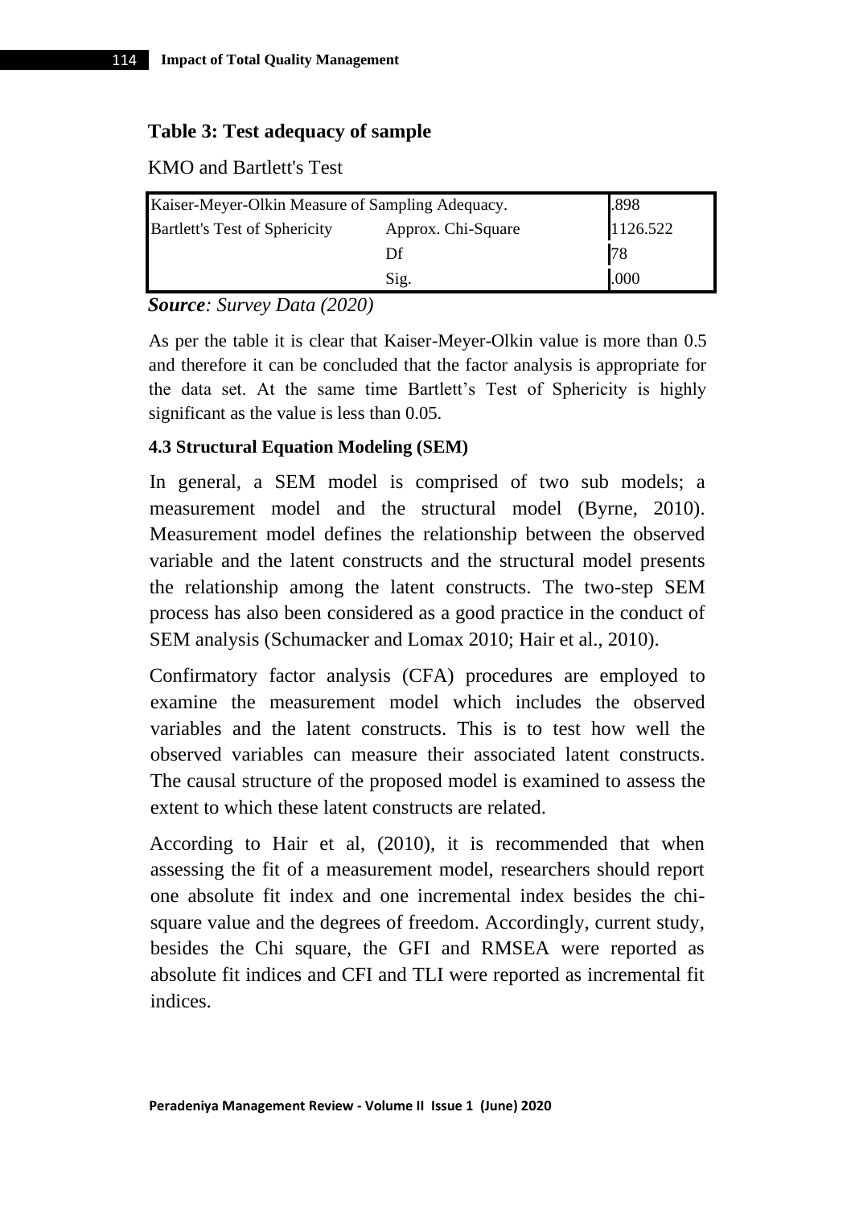**Table 3: Test adequacy of sample**

KMO and Bartlett's Test

| Kaiser-Meyer-Olkin Measure of Sampling Adequacy. | | .898 |
|---|---|---|
| Bartlett's Test of Sphericity | Approx. Chi-Square | 1126.522 |
| | Df | 78 |
| | Sig. | .000 |

***Source**: Survey Data (2020)*

As per the table it is clear that Kaiser-Meyer-Olkin value is more than 0.5 and therefore it can be concluded that the factor analysis is appropriate for the data set. At the same time Bartlett's Test of Sphericity is highly significant as the value is less than 0.05.

#### 4.3 Structural Equation Modeling (SEM)

In general, a SEM model is comprised of two sub models; a measurement model and the structural model (Byrne, 2010). Measurement model defines the relationship between the observed variable and the latent constructs and the structural model presents the relationship among the latent constructs. The two-step SEM process has also been considered as a good practice in the conduct of SEM analysis (Schumacker and Lomax 2010; Hair et al., 2010).

Confirmatory factor analysis (CFA) procedures are employed to examine the measurement model which includes the observed variables and the latent constructs. This is to test how well the observed variables can measure their associated latent constructs. The causal structure of the proposed model is examined to assess the extent to which these latent constructs are related.

According to Hair et al, (2010), it is recommended that when assessing the fit of a measurement model, researchers should report one absolute fit index and one incremental index besides the chi-square value and the degrees of freedom. Accordingly, current study, besides the Chi square, the GFI and RMSEA were reported as absolute fit indices and CFI and TLI were reported as incremental fit indices.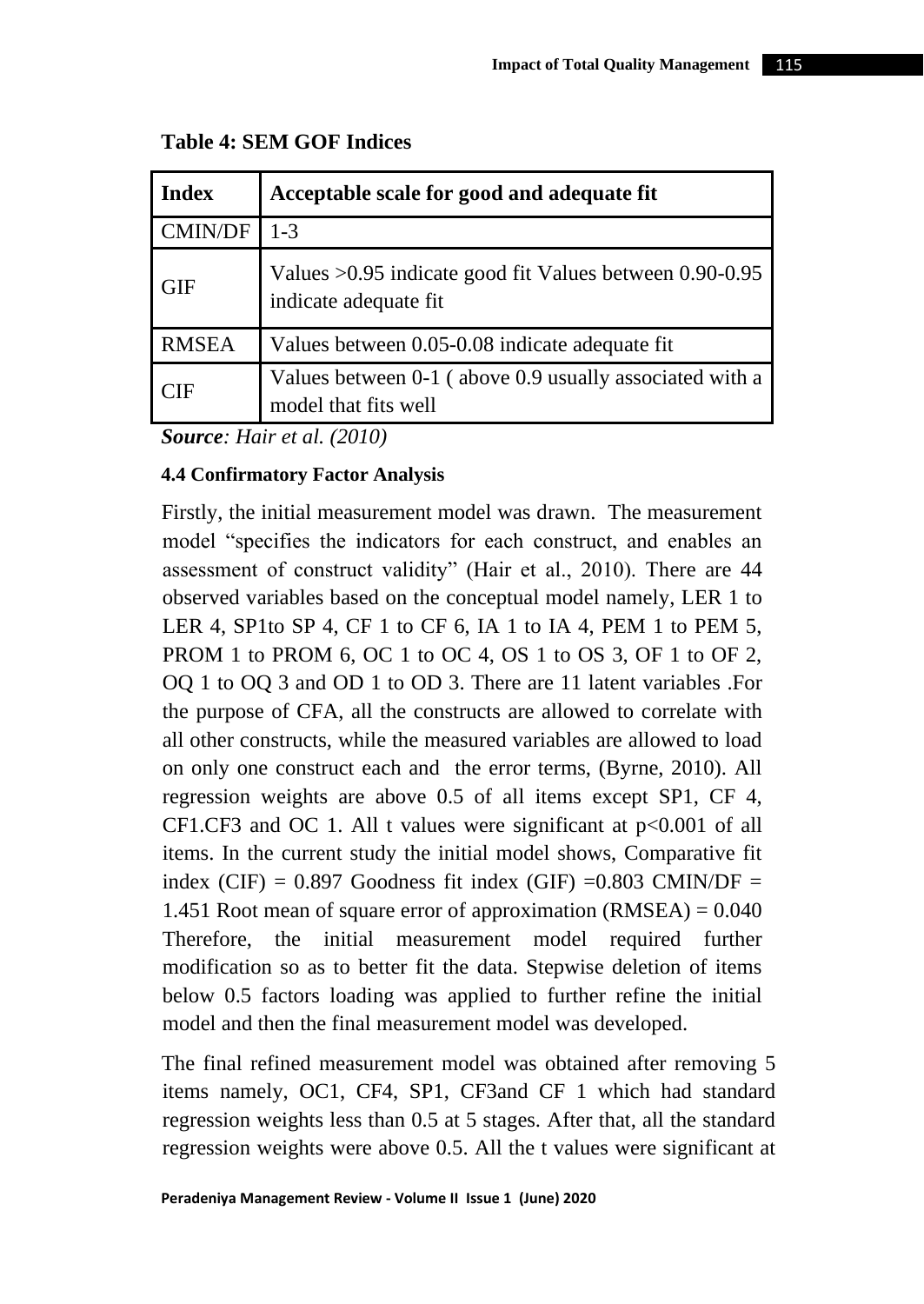**Table 4: SEM GOF Indices**

| Index | Acceptable scale for good and adequate fit |
|---|---|
| CMIN/DF | 1-3 |
| GIF | Values >0.95 indicate good fit Values between 0.90-0.95 indicate adequate fit |
| RMSEA | Values between 0.05-0.08 indicate adequate fit |
| CIF | Values between 0-1 ( above 0.9 usually associated with a model that fits well |

***Source**: Hair et al. (2010)*

#### 4.4 Confirmatory Factor Analysis

Firstly, the initial measurement model was drawn. The measurement model "specifies the indicators for each construct, and enables an assessment of construct validity" (Hair et al., 2010). There are 44 observed variables based on the conceptual model namely, LER 1 to LER 4, SP1to SP 4, CF 1 to CF 6, IA 1 to IA 4, PEM 1 to PEM 5, PROM 1 to PROM 6, OC 1 to OC 4, OS 1 to OS 3, OF 1 to OF 2, OQ 1 to OQ 3 and OD 1 to OD 3. There are 11 latent variables .For the purpose of CFA, all the constructs are allowed to correlate with all other constructs, while the measured variables are allowed to load on only one construct each and the error terms, (Byrne, 2010). All regression weights are above 0.5 of all items except SP1, CF 4, CF1.CF3 and OC 1. All t values were significant at $p<0.001$ of all items. In the current study the initial model shows, Comparative fit index (CIF) = 0.897 Goodness fit index (GIF) =0.803 CMIN/DF = 1.451 Root mean of square error of approximation (RMSEA) = 0.040 Therefore, the initial measurement model required further modification so as to better fit the data. Stepwise deletion of items below 0.5 factors loading was applied to further refine the initial model and then the final measurement model was developed.

The final refined measurement model was obtained after removing 5 items namely, OC1, CF4, SP1, CF3and CF 1 which had standard regression weights less than 0.5 at 5 stages. After that, all the standard regression weights were above 0.5. All the t values were significant at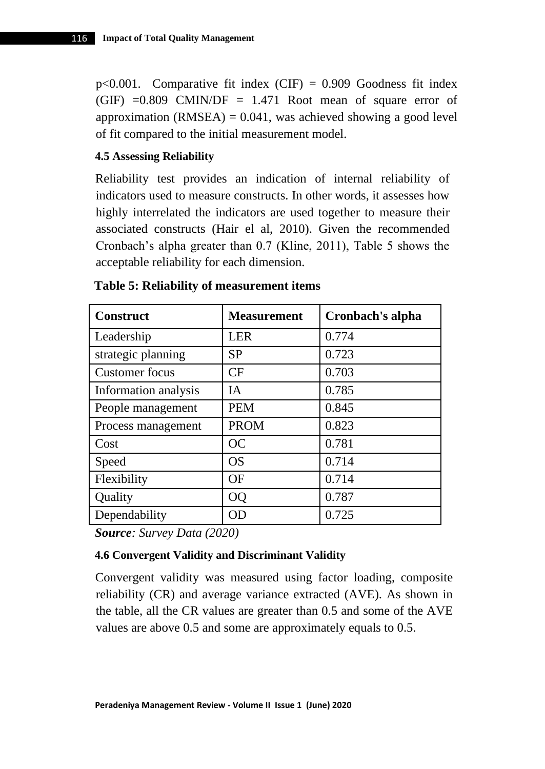p<0.001. Comparative fit index (CIF) = 0.909 Goodness fit index (GIF) =0.809 CMIN/DF = 1.471 Root mean of square error of approximation (RMSEA) = 0.041, was achieved showing a good level of fit compared to the initial measurement model.

### 4.5 Assessing Reliability

Reliability test provides an indication of internal reliability of indicators used to measure constructs. In other words, it assesses how highly interrelated the indicators are used together to measure their associated constructs (Hair el al, 2010). Given the recommended Cronbach's alpha greater than 0.7 (Kline, 2011), Table 5 shows the acceptable reliability for each dimension.

**Table 5: Reliability of measurement items**

| Construct | Measurement | Cronbach's alpha |
| --- | --- | --- |
| Leadership | LER | 0.774 |
| strategic planning | SP | 0.723 |
| Customer focus | CF | 0.703 |
| Information analysis | IA | 0.785 |
| People management | PEM | 0.845 |
| Process management | PROM | 0.823 |
| Cost | OC | 0.781 |
| Speed | OS | 0.714 |
| Flexibility | OF | 0.714 |
| Quality | OQ | 0.787 |
| Dependability | OD | 0.725 |

***Source**: Survey Data (2020)*

### 4.6 Convergent Validity and Discriminant Validity

Convergent validity was measured using factor loading, composite reliability (CR) and average variance extracted (AVE). As shown in the table, all the CR values are greater than 0.5 and some of the AVE values are above 0.5 and some are approximately equals to 0.5.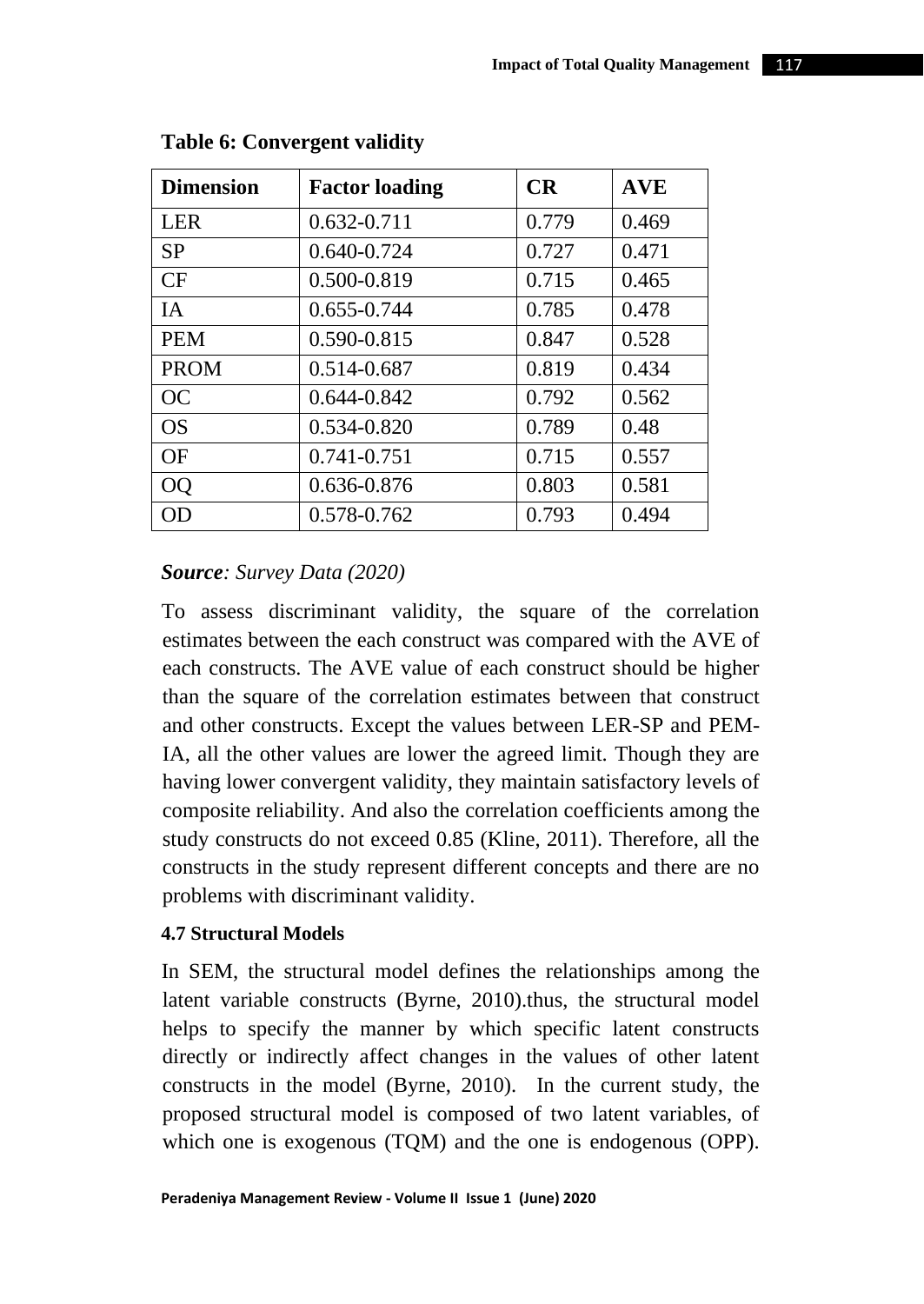**Table 6: Convergent validity**

| Dimension | Factor loading | CR | AVE |
|---|---|---|---|
| LER | 0.632-0.711 | 0.779 | 0.469 |
| SP | 0.640-0.724 | 0.727 | 0.471 |
| CF | 0.500-0.819 | 0.715 | 0.465 |
| IA | 0.655-0.744 | 0.785 | 0.478 |
| PEM | 0.590-0.815 | 0.847 | 0.528 |
| PROM | 0.514-0.687 | 0.819 | 0.434 |
| OC | 0.644-0.842 | 0.792 | 0.562 |
| OS | 0.534-0.820 | 0.789 | 0.48 |
| OF | 0.741-0.751 | 0.715 | 0.557 |
| OQ | 0.636-0.876 | 0.803 | 0.581 |
| OD | 0.578-0.762 | 0.793 | 0.494 |

***Source**: Survey Data (2020)*

To assess discriminant validity, the square of the correlation estimates between the each construct was compared with the AVE of each constructs. The AVE value of each construct should be higher than the square of the correlation estimates between that construct and other constructs. Except the values between LER-SP and PEM-IA, all the other values are lower the agreed limit. Though they are having lower convergent validity, they maintain satisfactory levels of composite reliability. And also the correlation coefficients among the study constructs do not exceed 0.85 (Kline, 2011). Therefore, all the constructs in the study represent different concepts and there are no problems with discriminant validity.

#### 4.7 Structural Models

In SEM, the structural model defines the relationships among the latent variable constructs (Byrne, 2010).thus, the structural model helps to specify the manner by which specific latent constructs directly or indirectly affect changes in the values of other latent constructs in the model (Byrne, 2010). In the current study, the proposed structural model is composed of two latent variables, of which one is exogenous (TQM) and the one is endogenous (OPP).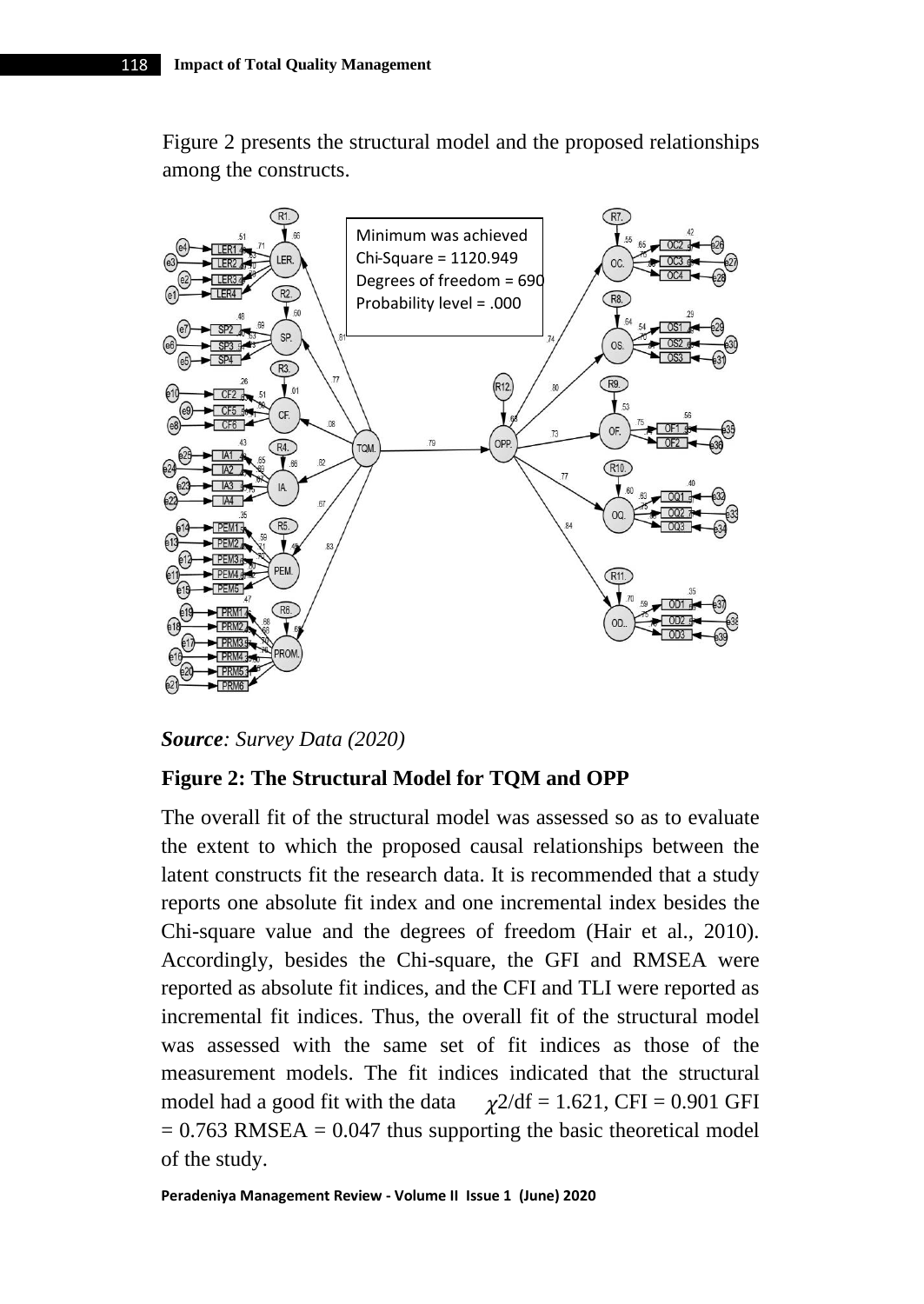Figure 2 presents the structural model and the proposed relationships among the constructs.

*Source: Survey Data (2020)*

**Figure 2: The Structural Model for TQM and OPP**

The overall fit of the structural model was assessed so as to evaluate the extent to which the proposed causal relationships between the latent constructs fit the research data. It is recommended that a study reports one absolute fit index and one incremental index besides the Chi-square value and the degrees of freedom (Hair et al., 2010). Accordingly, besides the Chi-square, the GFI and RMSEA were reported as absolute fit indices, and the CFI and TLI were reported as incremental fit indices. Thus, the overall fit of the structural model was assessed with the same set of fit indices as those of the measurement models. The fit indices indicated that the structural model had a good fit with the data $\chi 2/df = 1.621$, CFI = 0.901 GFI = 0.763 RMSEA = 0.047 thus supporting the basic theoretical model of the study.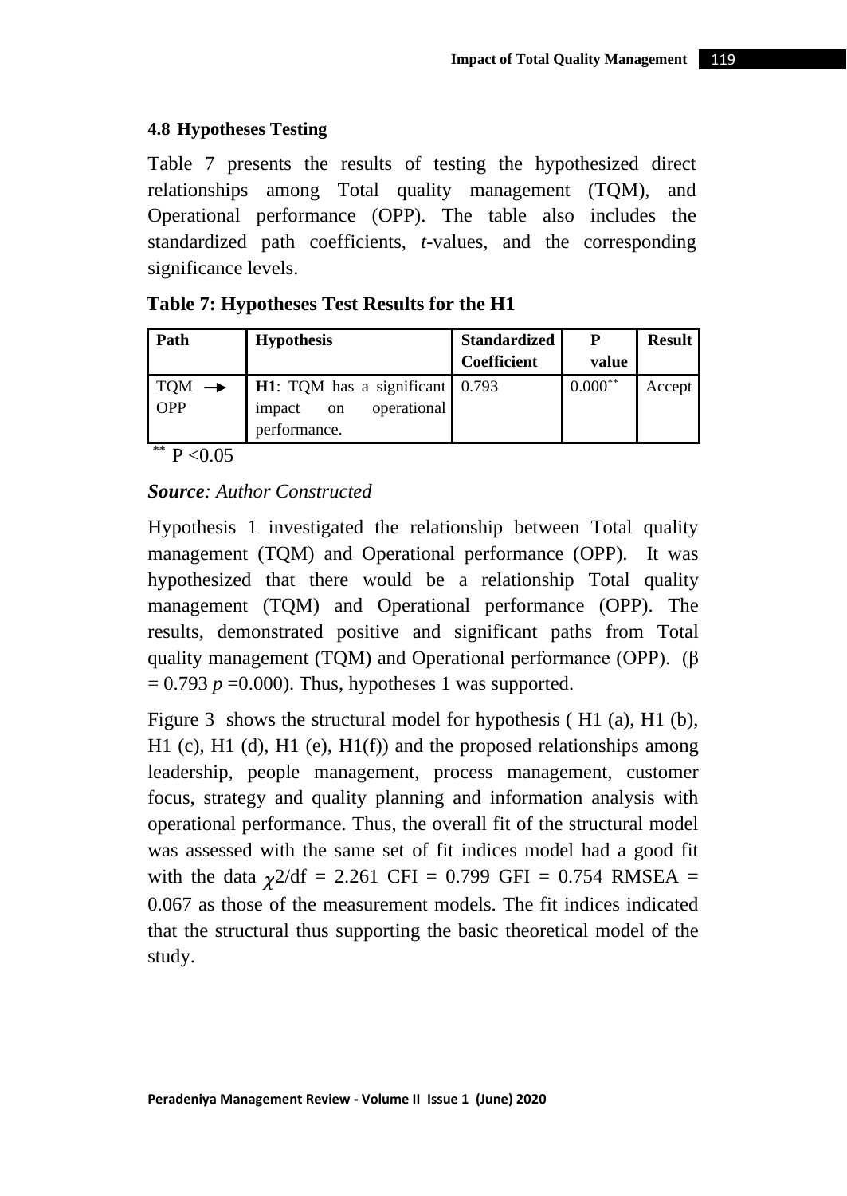### 4.8 Hypotheses Testing

Table 7 presents the results of testing the hypothesized direct relationships among Total quality management (TQM), and Operational performance (OPP). The table also includes the standardized path coefficients, *t*-values, and the corresponding significance levels.

**Table 7: Hypotheses Test Results for the H1**

| Path | Hypothesis | Standardized Coefficient | P value | Result |
|---|---|---|---|---|
| TQM → OPP | **H1**: TQM has a significant impact on operational performance. | 0.793 | 0.000** | Accept |

** P <0.05

***Source**: Author Constructed*

Hypothesis 1 investigated the relationship between Total quality management (TQM) and Operational performance (OPP). It was hypothesized that there would be a relationship Total quality management (TQM) and Operational performance (OPP). The results, demonstrated positive and significant paths from Total quality management (TQM) and Operational performance (OPP). ($\beta = 0.793$ $p$ =0.000). Thus, hypotheses 1 was supported.

Figure 3 shows the structural model for hypothesis ( H1 (a), H1 (b), H1 (c), H1 (d), H1 (e), H1(f)) and the proposed relationships among leadership, people management, process management, customer focus, strategy and quality planning and information analysis with operational performance. Thus, the overall fit of the structural model was assessed with the same set of fit indices model had a good fit with the data $\chi 2/df$ = 2.261 CFI = 0.799 GFI = 0.754 RMSEA = 0.067 as those of the measurement models. The fit indices indicated that the structural thus supporting the basic theoretical model of the study.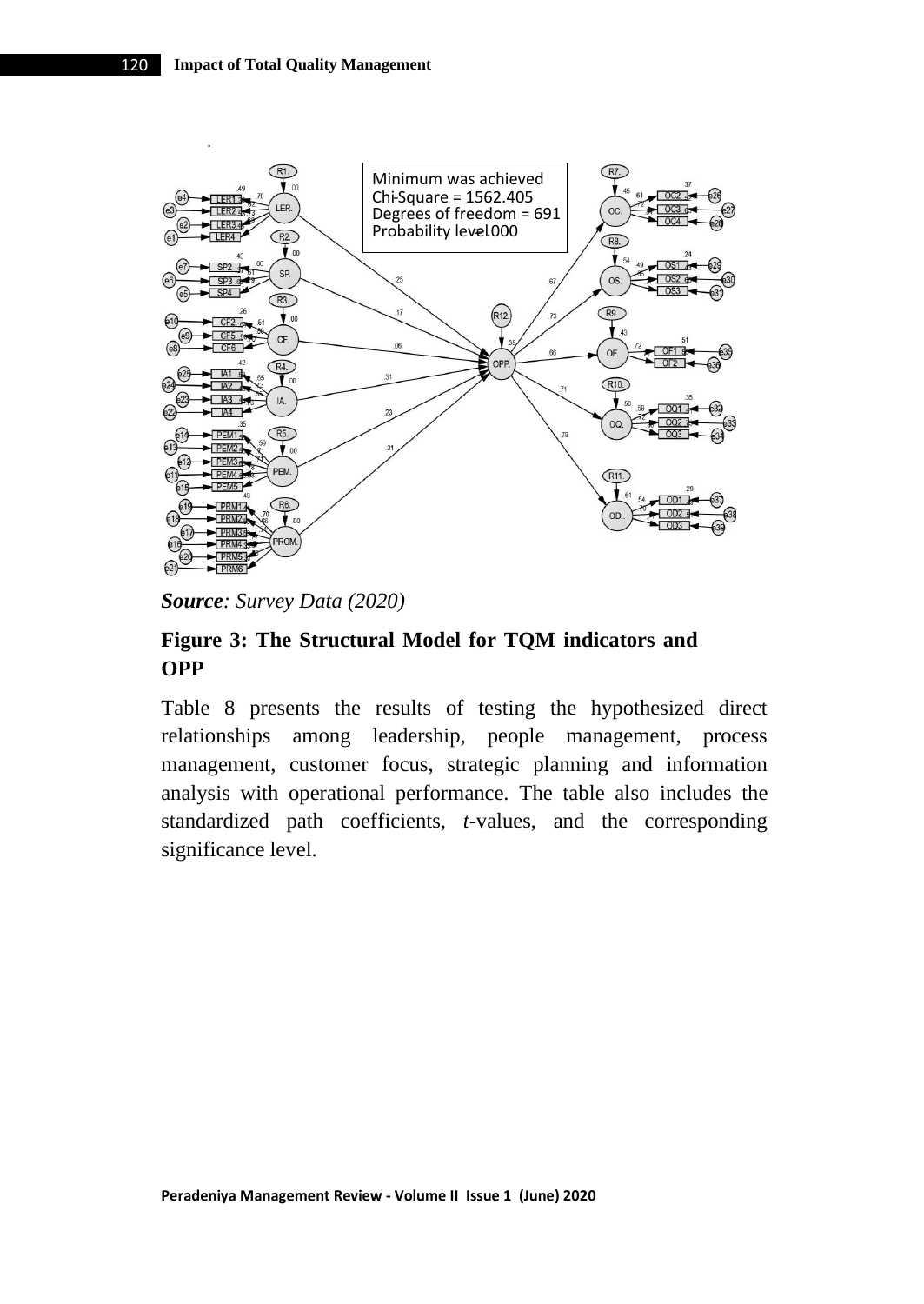Minimum was achieved
Chi-Square = 1562.405
Degrees of freedom = 691
Probability level = .000

*Source: Survey Data (2020)*

**Figure 3: The Structural Model for TQM indicators and OPP**

Table 8 presents the results of testing the hypothesized direct relationships among leadership, people management, process management, customer focus, strategic planning and information analysis with operational performance. The table also includes the standardized path coefficients, *t*-values, and the corresponding significance level.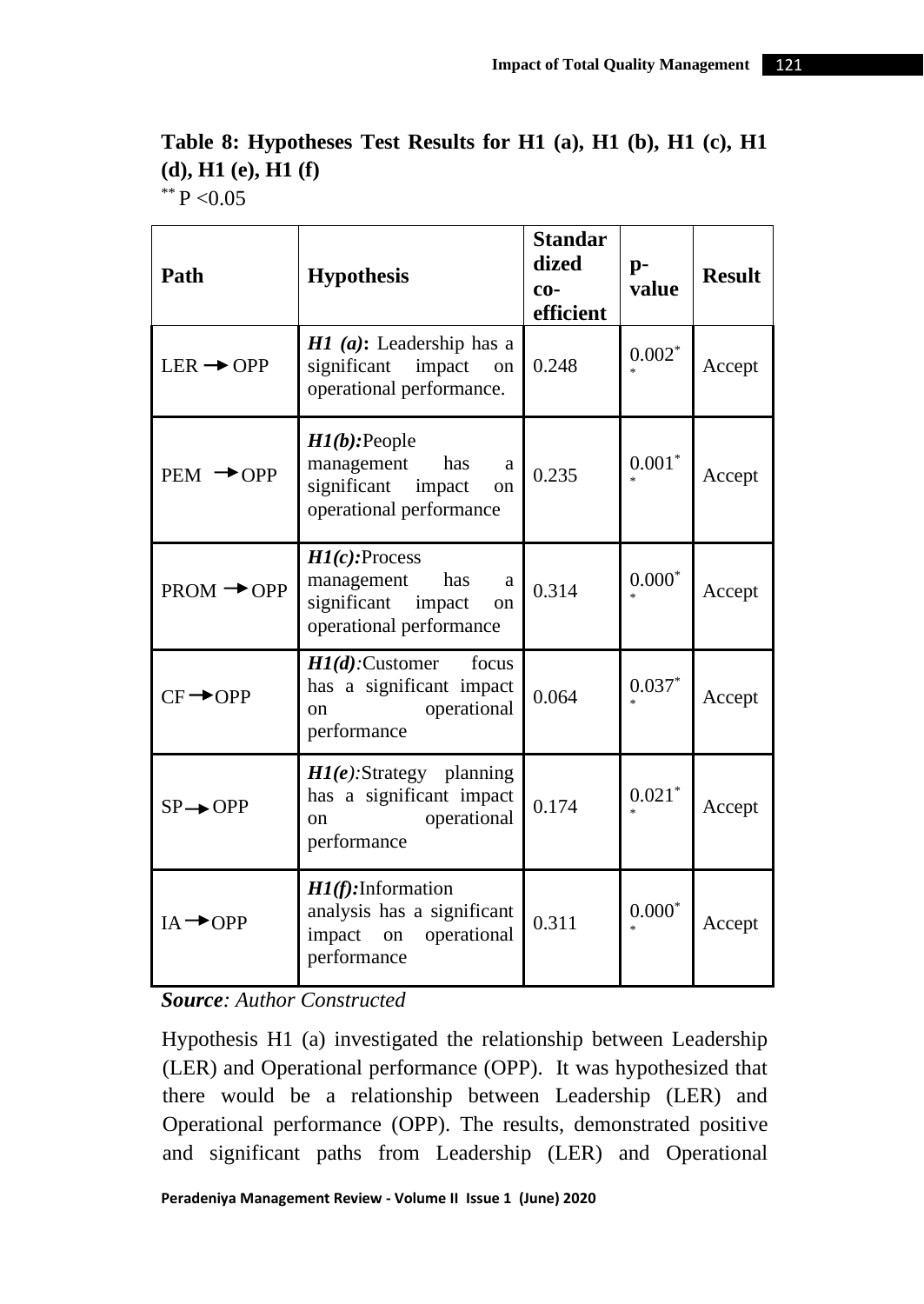**Table 8: Hypotheses Test Results for H1 (a), H1 (b), H1 (c), H1 (d), H1 (e), H1 (f)**

$^{**}$ $P < 0.05$

| Path | Hypothesis | Standardized co-efficient | p-value | Result |
|---|---|---|---|---|
| LER → OPP | ***H1 (a)*:** Leadership has a significant impact on operational performance. | 0.248 | 0.002** | Accept |
| PEM → OPP | ***H1(b)*:** People management has a significant impact on operational performance | 0.235 | 0.001** | Accept |
| PROM → OPP | ***H1(c)*:** Process management has a significant impact on operational performance | 0.314 | 0.000** | Accept |
| CF → OPP | ***H1(d)*:** Customer focus has a significant impact on operational performance | 0.064 | 0.037** | Accept |
| SP → OPP | ***H1(e)*:** Strategy planning has a significant impact on operational performance | 0.174 | 0.021** | Accept |
| IA → OPP | ***H1(f)*:** Information analysis has a significant impact on operational performance | 0.311 | 0.000** | Accept |

***Source**: Author Constructed*

Hypothesis H1 (a) investigated the relationship between Leadership (LER) and Operational performance (OPP). It was hypothesized that there would be a relationship between Leadership (LER) and Operational performance (OPP). The results, demonstrated positive and significant paths from Leadership (LER) and Operational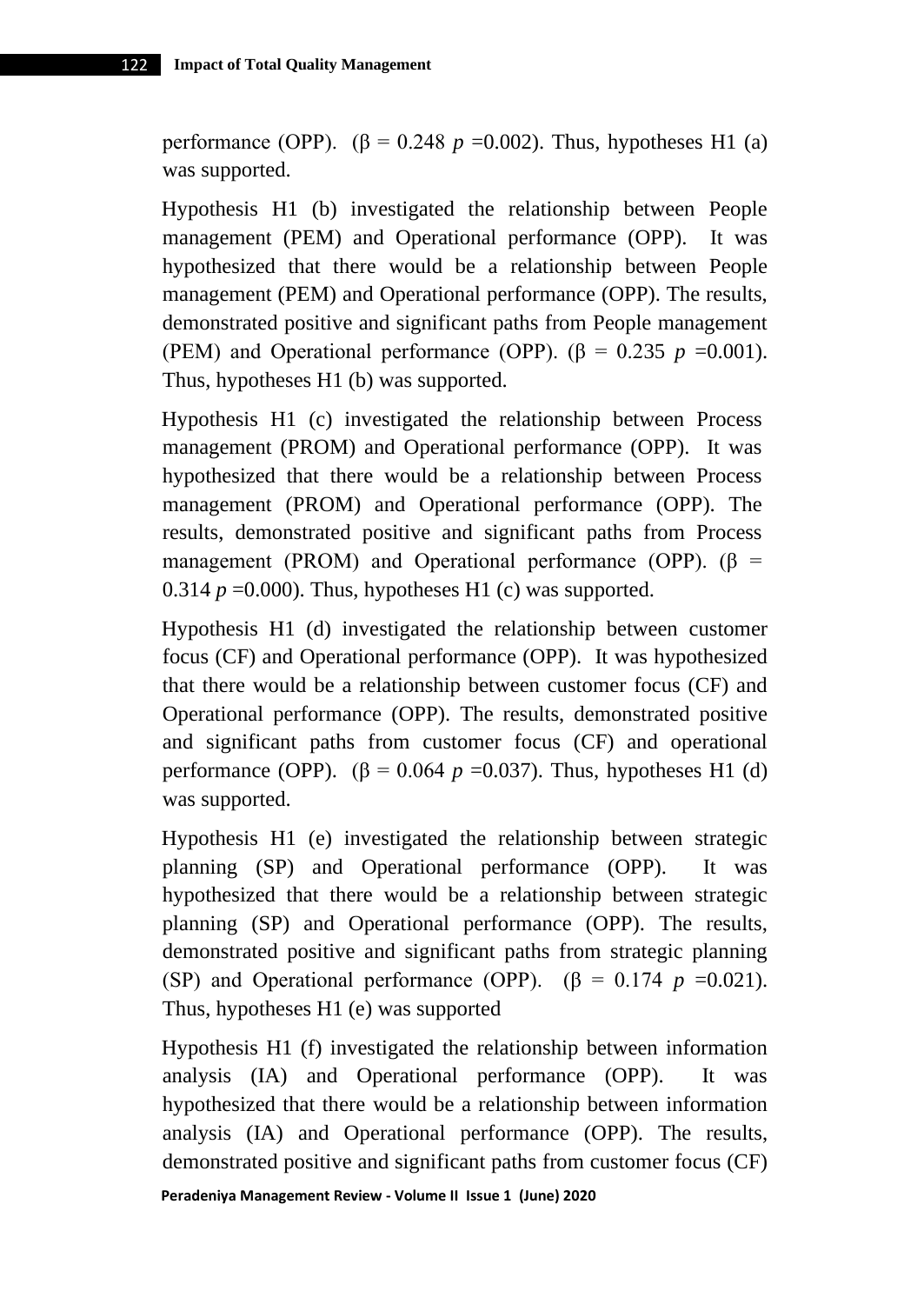performance (OPP). ($\beta$ = 0.248 $p$ =0.002). Thus, hypotheses H1 (a) was supported.

Hypothesis H1 (b) investigated the relationship between People management (PEM) and Operational performance (OPP). It was hypothesized that there would be a relationship between People management (PEM) and Operational performance (OPP). The results, demonstrated positive and significant paths from People management (PEM) and Operational performance (OPP). ($\beta$ = 0.235 $p$ =0.001). Thus, hypotheses H1 (b) was supported.

Hypothesis H1 (c) investigated the relationship between Process management (PROM) and Operational performance (OPP). It was hypothesized that there would be a relationship between Process management (PROM) and Operational performance (OPP). The results, demonstrated positive and significant paths from Process management (PROM) and Operational performance (OPP). ($\beta$ = 0.314 $p$ =0.000). Thus, hypotheses H1 (c) was supported.

Hypothesis H1 (d) investigated the relationship between customer focus (CF) and Operational performance (OPP). It was hypothesized that there would be a relationship between customer focus (CF) and Operational performance (OPP). The results, demonstrated positive and significant paths from customer focus (CF) and operational performance (OPP). ($\beta$ = 0.064 $p$ =0.037). Thus, hypotheses H1 (d) was supported.

Hypothesis H1 (e) investigated the relationship between strategic planning (SP) and Operational performance (OPP). It was hypothesized that there would be a relationship between strategic planning (SP) and Operational performance (OPP). The results, demonstrated positive and significant paths from strategic planning (SP) and Operational performance (OPP). ($\beta$ = 0.174 $p$ =0.021). Thus, hypotheses H1 (e) was supported

Hypothesis H1 (f) investigated the relationship between information analysis (IA) and Operational performance (OPP). It was hypothesized that there would be a relationship between information analysis (IA) and Operational performance (OPP). The results, demonstrated positive and significant paths from customer focus (CF)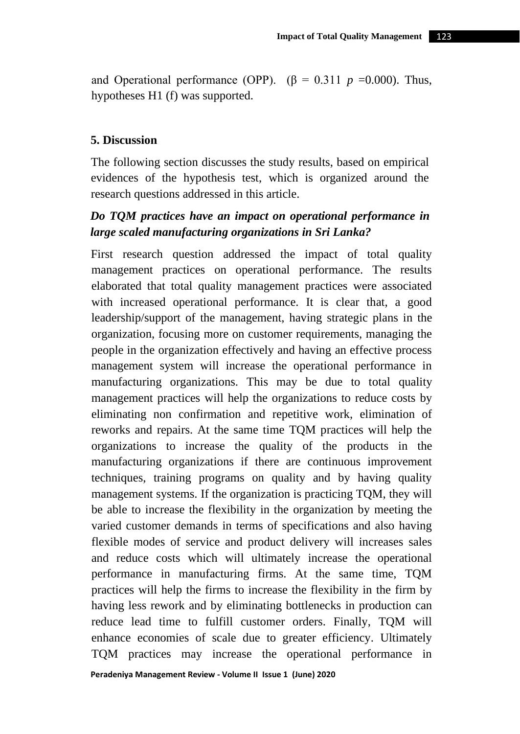and Operational performance (OPP). ($\beta$ = 0.311 $p$ =0.000). Thus, hypotheses H1 (f) was supported.

## 5. Discussion

The following section discusses the study results, based on empirical evidences of the hypothesis test, which is organized around the research questions addressed in this article.

***Do TQM practices have an impact on operational performance in large scaled manufacturing organizations in Sri Lanka?***

First research question addressed the impact of total quality management practices on operational performance. The results elaborated that total quality management practices were associated with increased operational performance. It is clear that, a good leadership/support of the management, having strategic plans in the organization, focusing more on customer requirements, managing the people in the organization effectively and having an effective process management system will increase the operational performance in manufacturing organizations. This may be due to total quality management practices will help the organizations to reduce costs by eliminating non confirmation and repetitive work, elimination of reworks and repairs. At the same time TQM practices will help the organizations to increase the quality of the products in the manufacturing organizations if there are continuous improvement techniques, training programs on quality and by having quality management systems. If the organization is practicing TQM, they will be able to increase the flexibility in the organization by meeting the varied customer demands in terms of specifications and also having flexible modes of service and product delivery will increases sales and reduce costs which will ultimately increase the operational performance in manufacturing firms. At the same time, TQM practices will help the firms to increase the flexibility in the firm by having less rework and by eliminating bottlenecks in production can reduce lead time to fulfill customer orders. Finally, TQM will enhance economies of scale due to greater efficiency. Ultimately TQM practices may increase the operational performance in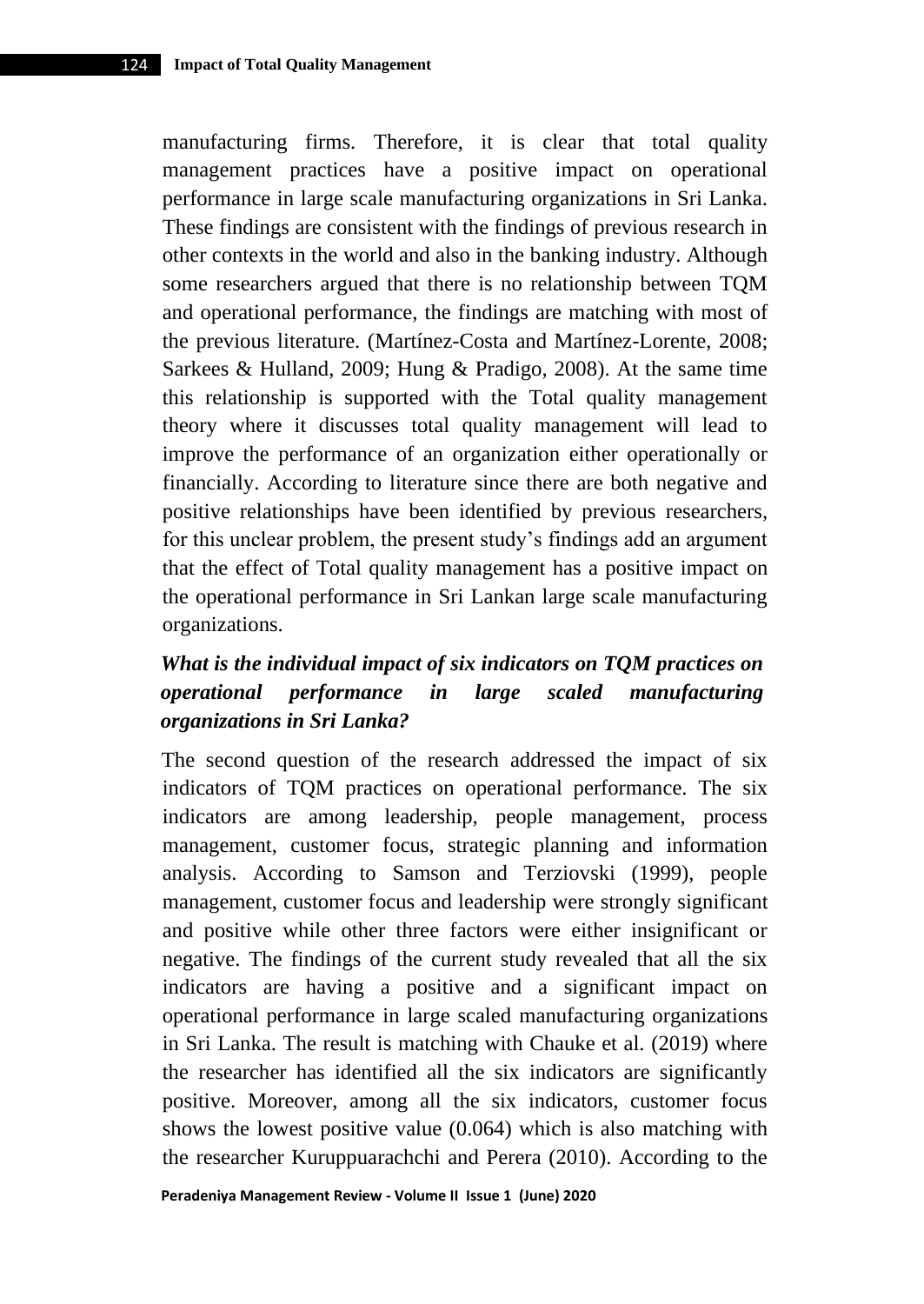manufacturing firms. Therefore, it is clear that total quality management practices have a positive impact on operational performance in large scale manufacturing organizations in Sri Lanka. These findings are consistent with the findings of previous research in other contexts in the world and also in the banking industry. Although some researchers argued that there is no relationship between TQM and operational performance, the findings are matching with most of the previous literature. (Martínez-Costa and Martínez-Lorente, 2008; Sarkees & Hulland, 2009; Hung & Pradigo, 2008). At the same time this relationship is supported with the Total quality management theory where it discusses total quality management will lead to improve the performance of an organization either operationally or financially. According to literature since there are both negative and positive relationships have been identified by previous researchers, for this unclear problem, the present study's findings add an argument that the effect of Total quality management has a positive impact on the operational performance in Sri Lankan large scale manufacturing organizations.

***What is the individual impact of six indicators on TQM practices on operational performance in large scaled manufacturing organizations in Sri Lanka?***

The second question of the research addressed the impact of six indicators of TQM practices on operational performance. The six indicators are among leadership, people management, process management, customer focus, strategic planning and information analysis. According to Samson and Terziovski (1999), people management, customer focus and leadership were strongly significant and positive while other three factors were either insignificant or negative. The findings of the current study revealed that all the six indicators are having a positive and a significant impact on operational performance in large scaled manufacturing organizations in Sri Lanka. The result is matching with Chauke et al. (2019) where the researcher has identified all the six indicators are significantly positive. Moreover, among all the six indicators, customer focus shows the lowest positive value (0.064) which is also matching with the researcher Kuruppuarachchi and Perera (2010). According to the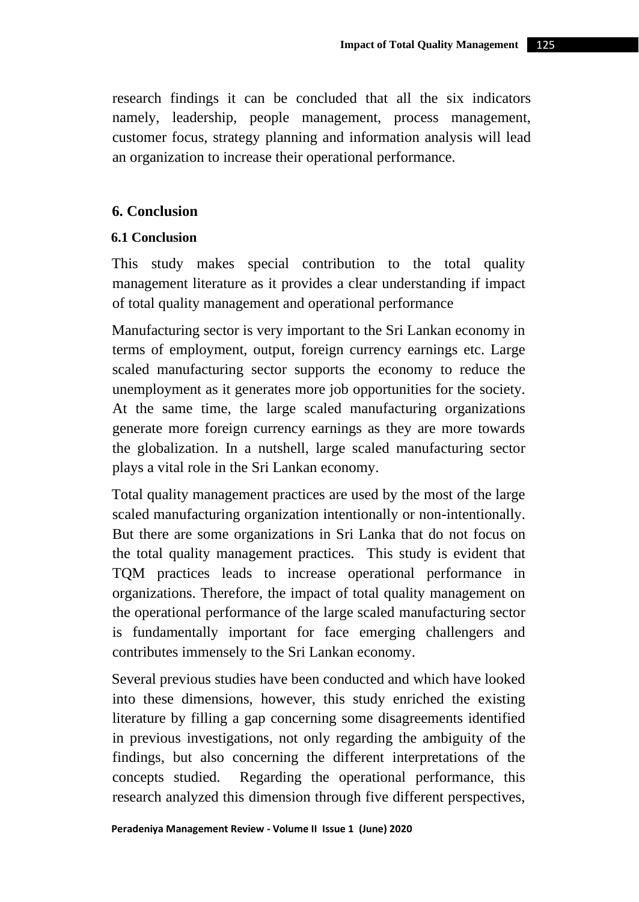research findings it can be concluded that all the six indicators namely, leadership, people management, process management, customer focus, strategy planning and information analysis will lead an organization to increase their operational performance.

## 6. Conclusion

### 6.1 Conclusion

This study makes special contribution to the total quality management literature as it provides a clear understanding if impact of total quality management and operational performance

Manufacturing sector is very important to the Sri Lankan economy in terms of employment, output, foreign currency earnings etc. Large scaled manufacturing sector supports the economy to reduce the unemployment as it generates more job opportunities for the society. At the same time, the large scaled manufacturing organizations generate more foreign currency earnings as they are more towards the globalization. In a nutshell, large scaled manufacturing sector plays a vital role in the Sri Lankan economy.

Total quality management practices are used by the most of the large scaled manufacturing organization intentionally or non-intentionally. But there are some organizations in Sri Lanka that do not focus on the total quality management practices. This study is evident that TQM practices leads to increase operational performance in organizations. Therefore, the impact of total quality management on the operational performance of the large scaled manufacturing sector is fundamentally important for face emerging challengers and contributes immensely to the Sri Lankan economy.

Several previous studies have been conducted and which have looked into these dimensions, however, this study enriched the existing literature by filling a gap concerning some disagreements identified in previous investigations, not only regarding the ambiguity of the findings, but also concerning the different interpretations of the concepts studied. Regarding the operational performance, this research analyzed this dimension through five different perspectives,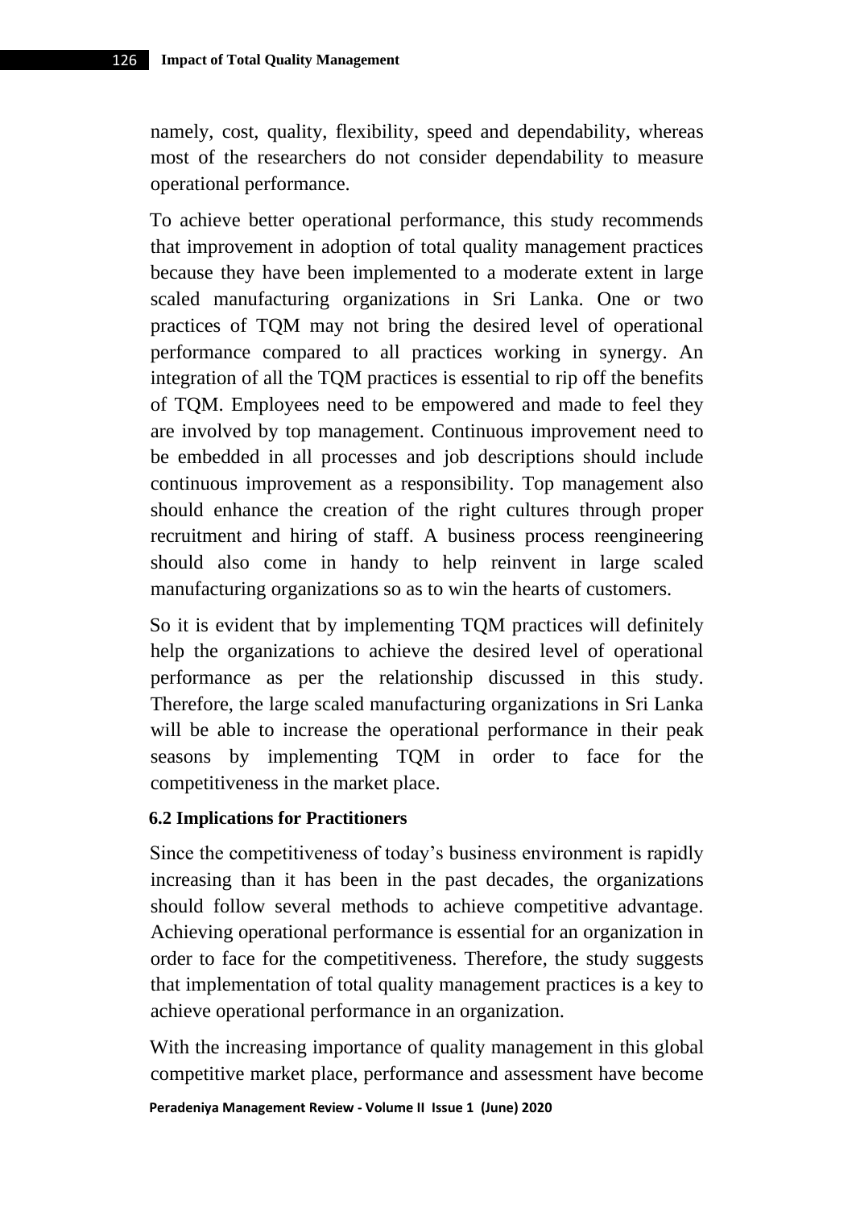namely, cost, quality, flexibility, speed and dependability, whereas most of the researchers do not consider dependability to measure operational performance.

To achieve better operational performance, this study recommends that improvement in adoption of total quality management practices because they have been implemented to a moderate extent in large scaled manufacturing organizations in Sri Lanka. One or two practices of TQM may not bring the desired level of operational performance compared to all practices working in synergy. An integration of all the TQM practices is essential to rip off the benefits of TQM. Employees need to be empowered and made to feel they are involved by top management. Continuous improvement need to be embedded in all processes and job descriptions should include continuous improvement as a responsibility. Top management also should enhance the creation of the right cultures through proper recruitment and hiring of staff. A business process reengineering should also come in handy to help reinvent in large scaled manufacturing organizations so as to win the hearts of customers.

So it is evident that by implementing TQM practices will definitely help the organizations to achieve the desired level of operational performance as per the relationship discussed in this study. Therefore, the large scaled manufacturing organizations in Sri Lanka will be able to increase the operational performance in their peak seasons by implementing TQM in order to face for the competitiveness in the market place.

### 6.2 Implications for Practitioners

Since the competitiveness of today's business environment is rapidly increasing than it has been in the past decades, the organizations should follow several methods to achieve competitive advantage. Achieving operational performance is essential for an organization in order to face for the competitiveness. Therefore, the study suggests that implementation of total quality management practices is a key to achieve operational performance in an organization.

With the increasing importance of quality management in this global competitive market place, performance and assessment have become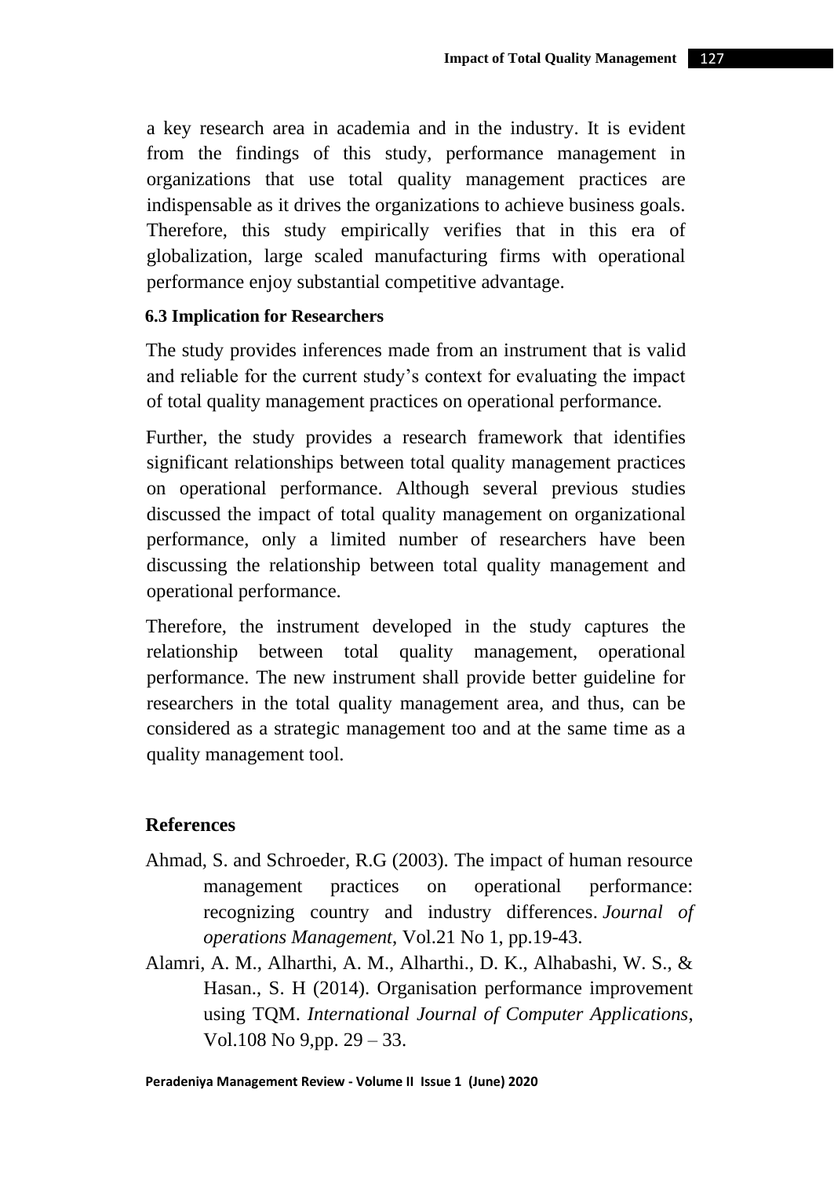a key research area in academia and in the industry. It is evident from the findings of this study, performance management in organizations that use total quality management practices are indispensable as it drives the organizations to achieve business goals. Therefore, this study empirically verifies that in this era of globalization, large scaled manufacturing firms with operational performance enjoy substantial competitive advantage.

### 6.3 Implication for Researchers

The study provides inferences made from an instrument that is valid and reliable for the current study's context for evaluating the impact of total quality management practices on operational performance.

Further, the study provides a research framework that identifies significant relationships between total quality management practices on operational performance. Although several previous studies discussed the impact of total quality management on organizational performance, only a limited number of researchers have been discussing the relationship between total quality management and operational performance.

Therefore, the instrument developed in the study captures the relationship between total quality management, operational performance. The new instrument shall provide better guideline for researchers in the total quality management area, and thus, can be considered as a strategic management too and at the same time as a quality management tool.

## References

Ahmad, S. and Schroeder, R.G (2003). The impact of human resource management practices on operational performance: recognizing country and industry differences. *Journal of operations Management*, Vol.21 No 1, pp.19-43.

Alamri, A. M., Alharthi, A. M., Alharthi., D. K., Alhabashi, W. S., & Hasan., S. H (2014). Organisation performance improvement using TQM. *International Journal of Computer Applications*, Vol.108 No 9,pp. 29 – 33.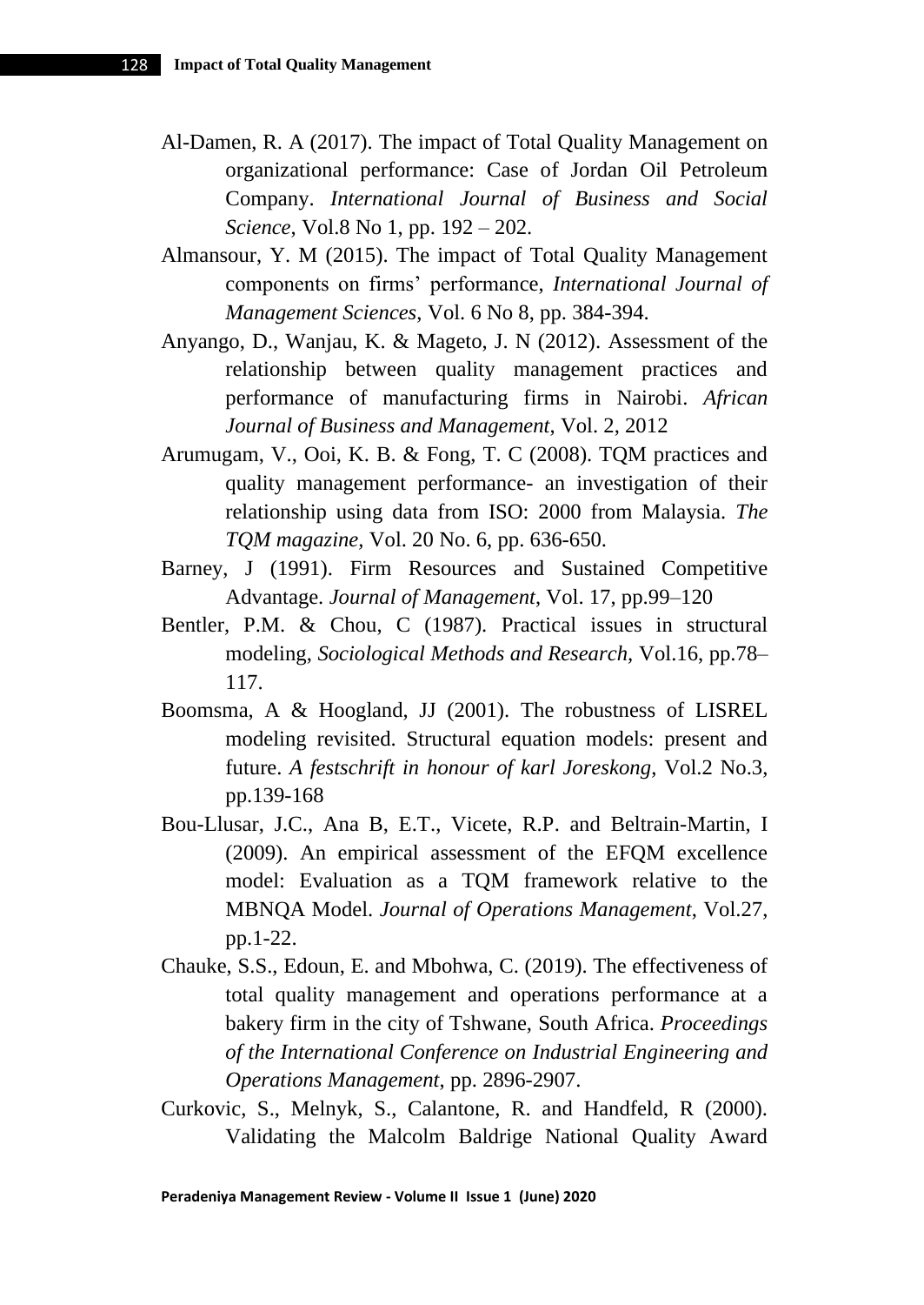Al-Damen, R. A (2017). The impact of Total Quality Management on organizational performance: Case of Jordan Oil Petroleum Company. *International Journal of Business and Social Science*, Vol.8 No 1, pp. 192 – 202.

Almansour, Y. M (2015). The impact of Total Quality Management components on firms' performance, *International Journal of Management Sciences*, Vol. 6 No 8, pp. 384-394.

Anyango, D., Wanjau, K. & Mageto, J. N (2012). Assessment of the relationship between quality management practices and performance of manufacturing firms in Nairobi. *African Journal of Business and Management*, Vol. 2, 2012

Arumugam, V., Ooi, K. B. & Fong, T. C (2008). TQM practices and quality management performance- an investigation of their relationship using data from ISO: 2000 from Malaysia. *The TQM magazine*, Vol. 20 No. 6, pp. 636-650.

Barney, J (1991). Firm Resources and Sustained Competitive Advantage. *Journal of Management*, Vol. 17, pp.99–120

Bentler, P.M. & Chou, C (1987). Practical issues in structural modeling, *Sociological Methods and Research*, Vol.16, pp.78–117.

Boomsma, A & Hoogland, JJ (2001). The robustness of LISREL modeling revisited. Structural equation models: present and future. *A festschrift in honour of karl Joreskong*, Vol.2 No.3, pp.139-168

Bou-Llusar, J.C., Ana B, E.T., Vicete, R.P. and Beltrain-Martin, I (2009). An empirical assessment of the EFQM excellence model: Evaluation as a TQM framework relative to the MBNQA Model. *Journal of Operations Management*, Vol.27, pp.1-22.

Chauke, S.S., Edoun, E. and Mbohwa, C. (2019). The effectiveness of total quality management and operations performance at a bakery firm in the city of Tshwane, South Africa. *Proceedings of the International Conference on Industrial Engineering and Operations Management*, pp. 2896-2907.

Curkovic, S., Melnyk, S., Calantone, R. and Handfeld, R (2000). Validating the Malcolm Baldrige National Quality Award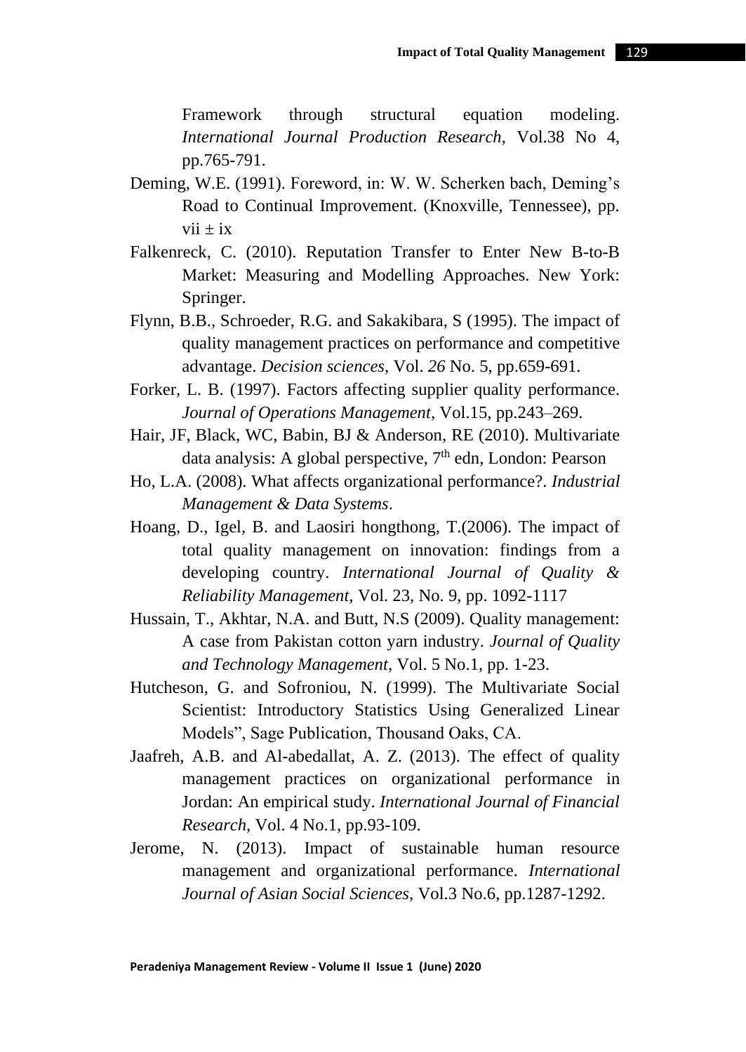Framework through structural equation modeling. *International Journal Production Research*, Vol.38 No 4, pp.765-791.

Deming, W.E. (1991). Foreword, in: W. W. Scherken bach, Deming's Road to Continual Improvement. (Knoxville, Tennessee), pp. vii ± ix

Falkenreck, C. (2010). Reputation Transfer to Enter New B-to-B Market: Measuring and Modelling Approaches. New York: Springer.

Flynn, B.B., Schroeder, R.G. and Sakakibara, S (1995). The impact of quality management practices on performance and competitive advantage. *Decision sciences*, Vol. *26* No. 5, pp.659-691.

Forker, L. B. (1997). Factors affecting supplier quality performance. *Journal of Operations Management*, Vol.15, pp.243–269.

Hair, JF, Black, WC, Babin, BJ & Anderson, RE (2010). Multivariate data analysis: A global perspective, 7th edn, London: Pearson

Ho, L.A. (2008). What affects organizational performance?. *Industrial Management & Data Systems*.

Hoang, D., Igel, B. and Laosiri hongthong, T.(2006). The impact of total quality management on innovation: findings from a developing country. *International Journal of Quality & Reliability Management*, Vol. 23, No. 9, pp. 1092-1117

Hussain, T., Akhtar, N.A. and Butt, N.S (2009). Quality management: A case from Pakistan cotton yarn industry. *Journal of Quality and Technology Management*, Vol. 5 No.1, pp. 1-23.

Hutcheson, G. and Sofroniou, N. (1999). The Multivariate Social Scientist: Introductory Statistics Using Generalized Linear Models", Sage Publication, Thousand Oaks, CA.

Jaafreh, A.B. and Al-abedallat, A. Z. (2013). The effect of quality management practices on organizational performance in Jordan: An empirical study. *International Journal of Financial Research*, Vol. 4 No.1, pp.93-109.

Jerome, N. (2013). Impact of sustainable human resource management and organizational performance. *International Journal of Asian Social Sciences*, Vol.3 No.6, pp.1287-1292.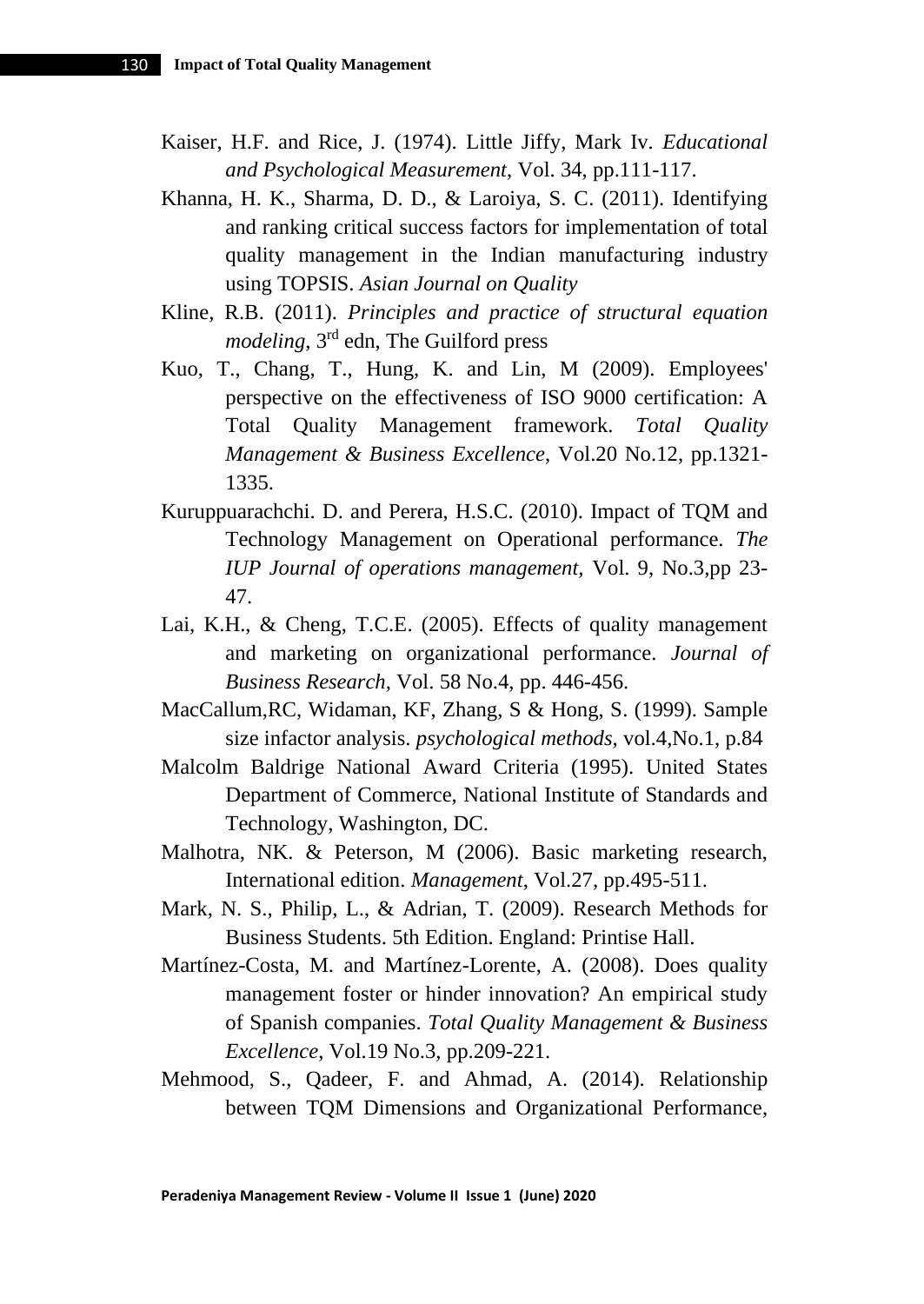Kaiser, H.F. and Rice, J. (1974). Little Jiffy, Mark Iv. *Educational and Psychological Measurement*, Vol. 34, pp.111-117.

Khanna, H. K., Sharma, D. D., & Laroiya, S. C. (2011). Identifying and ranking critical success factors for implementation of total quality management in the Indian manufacturing industry using TOPSIS. *Asian Journal on Quality*

Kline, R.B. (2011). *Principles and practice of structural equation modeling*, 3rd edn, The Guilford press

Kuo, T., Chang, T., Hung, K. and Lin, M (2009). Employees' perspective on the effectiveness of ISO 9000 certification: A Total Quality Management framework. *Total Quality Management & Business Excellence*, Vol.20 No.12, pp.1321-1335.

Kuruppuarachchi. D. and Perera, H.S.C. (2010). Impact of TQM and Technology Management on Operational performance. *The IUP Journal of operations management*, Vol. 9, No.3,pp 23-47.

Lai, K.H., & Cheng, T.C.E. (2005). Effects of quality management and marketing on organizational performance. *Journal of Business Research*, Vol. 58 No.4, pp. 446-456.

MacCallum,RC, Widaman, KF, Zhang, S & Hong, S. (1999). Sample size infactor analysis. *psychological methods,* vol.4,No.1, p.84

Malcolm Baldrige National Award Criteria (1995). United States Department of Commerce, National Institute of Standards and Technology, Washington, DC.

Malhotra, NK. & Peterson, M (2006). Basic marketing research, International edition. *Management*, Vol.27, pp.495-511.

Mark, N. S., Philip, L., & Adrian, T. (2009). Research Methods for Business Students. 5th Edition. England: Printise Hall.

Martínez-Costa, M. and Martínez-Lorente, A. (2008). Does quality management foster or hinder innovation? An empirical study of Spanish companies. *Total Quality Management & Business Excellence*, Vol.19 No.3, pp.209-221.

Mehmood, S., Qadeer, F. and Ahmad, A. (2014). Relationship between TQM Dimensions and Organizational Performance,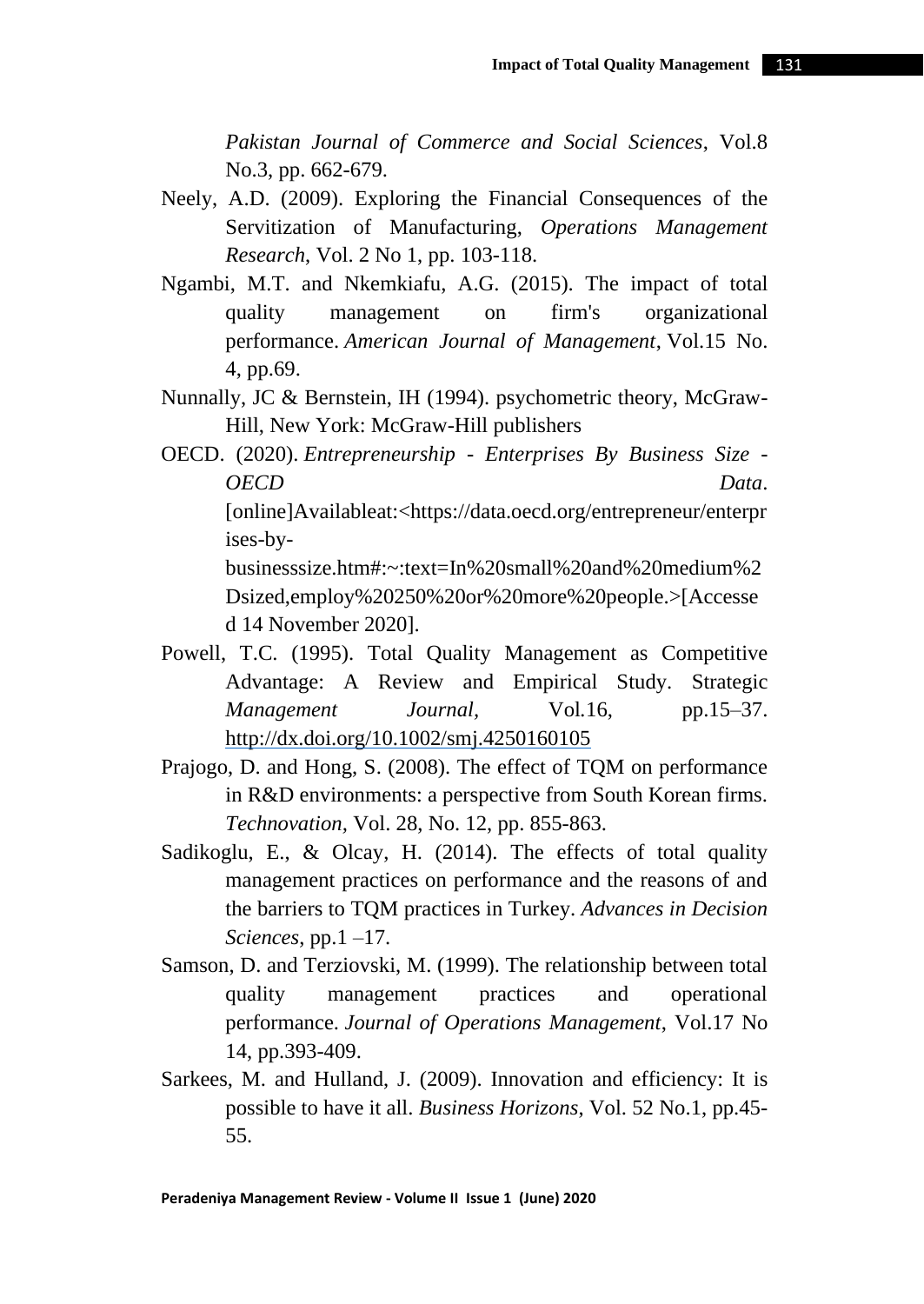*Pakistan Journal of Commerce and Social Sciences*, Vol.8 No.3, pp. 662-679.

Neely, A.D. (2009). Exploring the Financial Consequences of the Servitization of Manufacturing, *Operations Management Research*, Vol. 2 No 1, pp. 103-118.

Ngambi, M.T. and Nkemkiafu, A.G. (2015). The impact of total quality management on firm's organizational performance. *American Journal of Management*, Vol.15 No. 4, pp.69.

Nunnally, JC & Bernstein, IH (1994). psychometric theory, McGraw-Hill, New York: McGraw-Hill publishers

OECD. (2020). *Entrepreneurship - Enterprises By Business Size - OECD Data*. [online]Availableat:<https://data.oecd.org/entrepreneur/enterprises-by-businesssize.htm#:~:text=In%20small%20and%20medium%2Dsized,employ%20250%20or%20more%20people.>[Accessed 14 November 2020].

Powell, T.C. (1995). Total Quality Management as Competitive Advantage: A Review and Empirical Study. Strategic *Management Journal*, Vol.16, pp.15–37. http://dx.doi.org/10.1002/smj.4250160105

Prajogo, D. and Hong, S. (2008). The effect of TQM on performance in R&D environments: a perspective from South Korean firms. *Technovation*, Vol. 28, No. 12, pp. 855-863.

Sadikoglu, E., & Olcay, H. (2014). The effects of total quality management practices on performance and the reasons of and the barriers to TQM practices in Turkey. *Advances in Decision Sciences*, pp.1 –17.

Samson, D. and Terziovski, M. (1999). The relationship between total quality management practices and operational performance. *Journal of Operations Management*, Vol.17 No 14, pp.393-409.

Sarkees, M. and Hulland, J. (2009). Innovation and efficiency: It is possible to have it all. *Business Horizons*, Vol. 52 No.1, pp.45-55.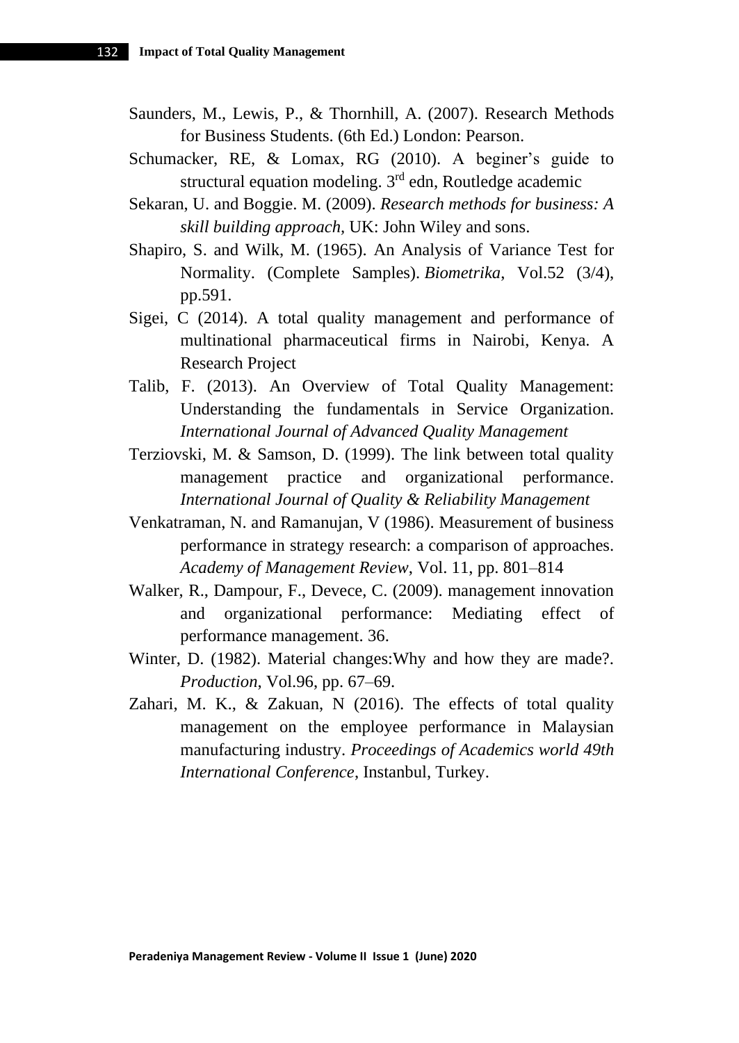Saunders, M., Lewis, P., & Thornhill, A. (2007). Research Methods for Business Students. (6th Ed.) London: Pearson.

Schumacker, RE, & Lomax, RG (2010). A beginer's guide to structural equation modeling. 3rd edn, Routledge academic

Sekaran, U. and Boggie. M. (2009). *Research methods for business: A skill building approach*, UK: John Wiley and sons.

Shapiro, S. and Wilk, M. (1965). An Analysis of Variance Test for Normality. (Complete Samples). *Biometrika*, Vol.52 (3/4), pp.591.

Sigei, C (2014). A total quality management and performance of multinational pharmaceutical firms in Nairobi, Kenya. A Research Project

Talib, F. (2013). An Overview of Total Quality Management: Understanding the fundamentals in Service Organization. *International Journal of Advanced Quality Management*

Terziovski, M. & Samson, D. (1999). The link between total quality management practice and organizational performance. *International Journal of Quality & Reliability Management*

Venkatraman, N. and Ramanujan, V (1986). Measurement of business performance in strategy research: a comparison of approaches. *Academy of Management Review*, Vol. 11, pp. 801–814

Walker, R., Dampour, F., Devece, C. (2009). management innovation and organizational performance: Mediating effect of performance management. 36.

Winter, D. (1982). Material changes:Why and how they are made?. *Production*, Vol.96, pp. 67–69.

Zahari, M. K., & Zakuan, N (2016). The effects of total quality management on the employee performance in Malaysian manufacturing industry. *Proceedings of Academics world 49th International Conference*, Instanbul, Turkey.